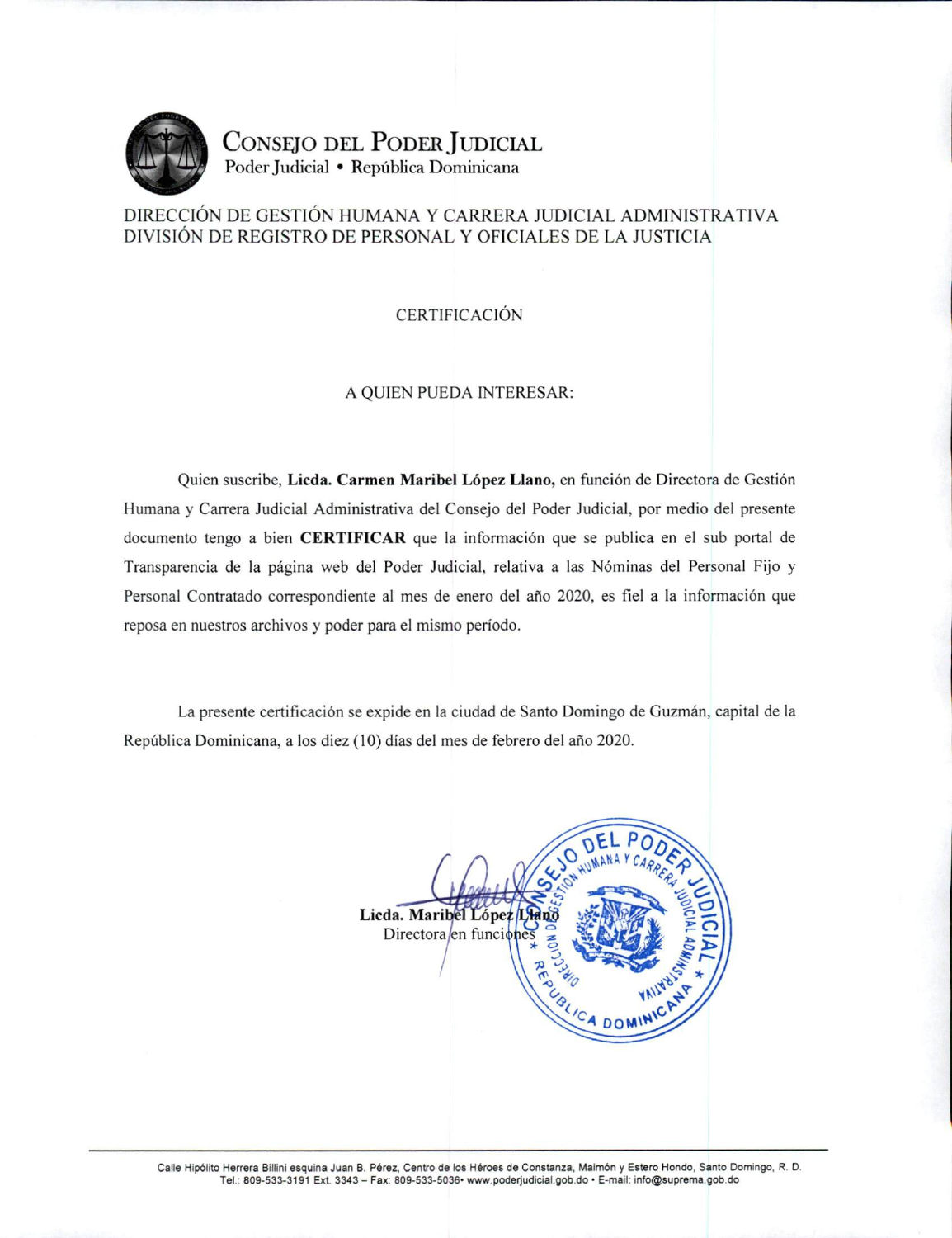# Consejo del Poder Judicial

Poder Judicial • República Dominicana

DIRECCIÓN DE GESTIÓN HUMANA Y CARRERA JUDICIAL ADMINISTRATIVA
DIVISIÓN DE REGISTRO DE PERSONAL Y OFICIALES DE LA JUSTICIA

## CERTIFICACIÓN

A QUIEN PUEDA INTERESAR:

Quien suscribe, **Licda. Carmen Maribel López Llano,** en función de Directora de Gestión Humana y Carrera Judicial Administrativa del Consejo del Poder Judicial, por medio del presente documento tengo a bien **CERTIFICAR** que la información que se publica en el sub portal de Transparencia de la página web del Poder Judicial, relativa a las Nóminas del Personal Fijo y Personal Contratado correspondiente al mes de enero del año 2020, es fiel a la información que reposa en nuestros archivos y poder para el mismo período.

La presente certificación se expide en la ciudad de Santo Domingo de Guzmán, capital de la República Dominicana, a los diez (10) días del mes de febrero del año 2020.

**Licda. Maribel López Llano**
Directora en funciones

Calle Hipólito Herrera Billini esquina Juan B. Pérez, Centro de los Héroes de Constanza, Maimón y Estero Hondo, Santo Domingo, R. D.
Tel.: 809-533-3191 Ext. 3343 – Fax: 809-533-5036• www.poderjudicial.gob.do • E-mail: info@suprema.gob.do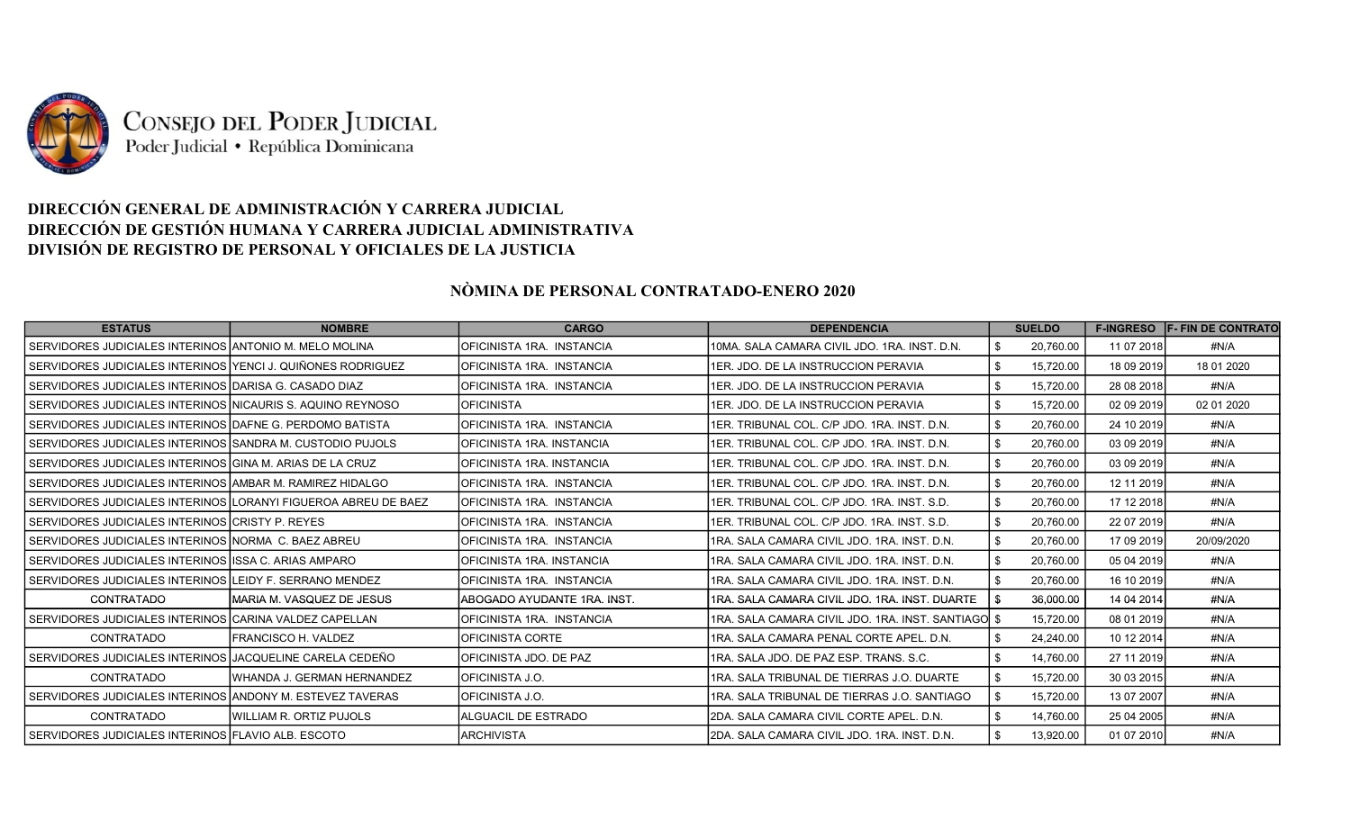Consejo del Poder Judicial
Poder Judicial • República Dominicana

### DIRECCIÓN GENERAL DE ADMINISTRACIÓN Y CARRERA JUDICIAL
### DIRECCIÓN DE GESTIÓN HUMANA Y CARRERA JUDICIAL ADMINISTRATIVA
### DIVISIÓN DE REGISTRO DE PERSONAL Y OFICIALES DE LA JUSTICIA

## NÒMINA DE PERSONAL CONTRATADO-ENERO 2020

| ESTATUS | NOMBRE | CARGO | DEPENDENCIA | SUELDO | F-INGRESO | F- FIN DE CONTRATO |
|---|---|---|---|---|---|---|
| SERVIDORES JUDICIALES INTERINOS | ANTONIO M. MELO MOLINA | OFICINISTA 1RA. INSTANCIA | 10MA. SALA CAMARA CIVIL JDO. 1RA. INST. D.N. | $ 20,760.00 | 11 07 2018 | #N/A |
| SERVIDORES JUDICIALES INTERINOS | YENCI J. QUIÑONES RODRIGUEZ | OFICINISTA 1RA. INSTANCIA | 1ER. JDO. DE LA INSTRUCCION PERAVIA | $ 15,720.00 | 18 09 2019 | 18 01 2020 |
| SERVIDORES JUDICIALES INTERINOS | DARISA G. CASADO DIAZ | OFICINISTA 1RA. INSTANCIA | 1ER. JDO. DE LA INSTRUCCION PERAVIA | $ 15,720.00 | 28 08 2018 | #N/A |
| SERVIDORES JUDICIALES INTERINOS | NICAURIS S. AQUINO REYNOSO | OFICINISTA | 1ER. JDO. DE LA INSTRUCCION PERAVIA | $ 15,720.00 | 02 09 2019 | 02 01 2020 |
| SERVIDORES JUDICIALES INTERINOS | DAFNE G. PERDOMO BATISTA | OFICINISTA 1RA. INSTANCIA | 1ER. TRIBUNAL COL. C/P JDO. 1RA. INST. D.N. | $ 20,760.00 | 24 10 2019 | #N/A |
| SERVIDORES JUDICIALES INTERINOS | SANDRA M. CUSTODIO PUJOLS | OFICINISTA 1RA. INSTANCIA | 1ER. TRIBUNAL COL. C/P JDO. 1RA. INST. D.N. | $ 20,760.00 | 03 09 2019 | #N/A |
| SERVIDORES JUDICIALES INTERINOS | GINA M. ARIAS DE LA CRUZ | OFICINISTA 1RA. INSTANCIA | 1ER. TRIBUNAL COL. C/P JDO. 1RA. INST. D.N. | $ 20,760.00 | 03 09 2019 | #N/A |
| SERVIDORES JUDICIALES INTERINOS | AMBAR M. RAMIREZ HIDALGO | OFICINISTA 1RA. INSTANCIA | 1ER. TRIBUNAL COL. C/P JDO. 1RA. INST. D.N. | $ 20,760.00 | 12 11 2019 | #N/A |
| SERVIDORES JUDICIALES INTERINOS | LORANYI FIGUEROA ABREU DE BAEZ | OFICINISTA 1RA. INSTANCIA | 1ER. TRIBUNAL COL. C/P JDO. 1RA. INST. S.D. | $ 20,760.00 | 17 12 2018 | #N/A |
| SERVIDORES JUDICIALES INTERINOS | CRISTY P. REYES | OFICINISTA 1RA. INSTANCIA | 1ER. TRIBUNAL COL. C/P JDO. 1RA. INST. S.D. | $ 20,760.00 | 22 07 2019 | #N/A |
| SERVIDORES JUDICIALES INTERINOS | NORMA C. BAEZ ABREU | OFICINISTA 1RA. INSTANCIA | 1RA. SALA CAMARA CIVIL JDO. 1RA. INST. D.N. | $ 20,760.00 | 17 09 2019 | 20/09/2020 |
| SERVIDORES JUDICIALES INTERINOS | ISSA C. ARIAS AMPARO | OFICINISTA 1RA. INSTANCIA | 1RA. SALA CAMARA CIVIL JDO. 1RA. INST. D.N. | $ 20,760.00 | 05 04 2019 | #N/A |
| SERVIDORES JUDICIALES INTERINOS | LEIDY F. SERRANO MENDEZ | OFICINISTA 1RA. INSTANCIA | 1RA. SALA CAMARA CIVIL JDO. 1RA. INST. D.N. | $ 20,760.00 | 16 10 2019 | #N/A |
| CONTRATADO | MARIA M. VASQUEZ DE JESUS | ABOGADO AYUDANTE 1RA. INST. | 1RA. SALA CAMARA CIVIL JDO. 1RA. INST. DUARTE | $ 36,000.00 | 14 04 2014 | #N/A |
| SERVIDORES JUDICIALES INTERINOS | CARINA VALDEZ CAPELLAN | OFICINISTA 1RA. INSTANCIA | 1RA. SALA CAMARA CIVIL JDO. 1RA. INST. SANTIAGO | $ 15,720.00 | 08 01 2019 | #N/A |
| CONTRATADO | FRANCISCO H. VALDEZ | OFICINISTA CORTE | 1RA. SALA CAMARA PENAL CORTE APEL. D.N. | $ 24,240.00 | 10 12 2014 | #N/A |
| SERVIDORES JUDICIALES INTERINOS | JACQUELINE CARELA CEDEÑO | OFICINISTA JDO. DE PAZ | 1RA. SALA JDO. DE PAZ ESP. TRANS. S.C. | $ 14,760.00 | 27 11 2019 | #N/A |
| CONTRATADO | WHANDA J. GERMAN HERNANDEZ | OFICINISTA J.O. | 1RA. SALA TRIBUNAL DE TIERRAS J.O. DUARTE | $ 15,720.00 | 30 03 2015 | #N/A |
| SERVIDORES JUDICIALES INTERINOS | ANDONY M. ESTEVEZ TAVERAS | OFICINISTA J.O. | 1RA. SALA TRIBUNAL DE TIERRAS J.O. SANTIAGO | $ 15,720.00 | 13 07 2007 | #N/A |
| CONTRATADO | WILLIAM R. ORTIZ PUJOLS | ALGUACIL DE ESTRADO | 2DA. SALA CAMARA CIVIL CORTE APEL. D.N. | $ 14,760.00 | 25 04 2005 | #N/A |
| SERVIDORES JUDICIALES INTERINOS | FLAVIO ALB. ESCOTO | ARCHIVISTA | 2DA. SALA CAMARA CIVIL JDO. 1RA. INST. D.N. | $ 13,920.00 | 01 07 2010 | #N/A |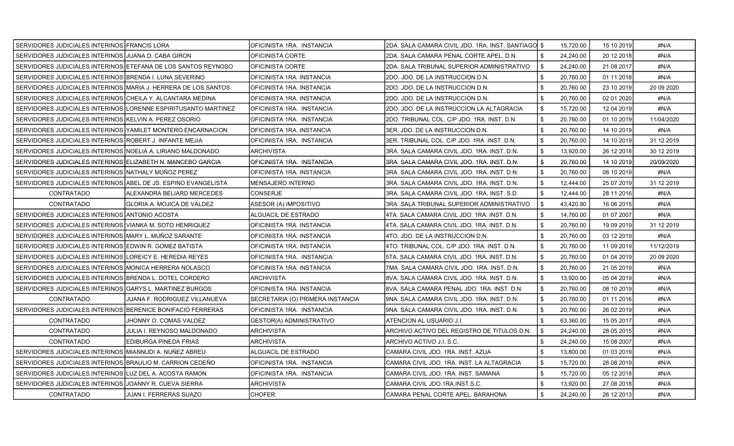| | | | | | | | |
|---|---|---|---|---|---|---|---|
| SERVIDORES JUDICIALES INTERINOS | FRANCIS LORA | OFICINISTA 1RA. INSTANCIA | 2DA. SALA CAMARA CIVIL JDO. 1RA. INST. SANTIAGO | $ | 15,720.00 | 15 10 2019 | #N/A |
| SERVIDORES JUDICIALES INTERINOS | JUANA D. CABA GIRON | OFICINISTA CORTE | 2DA. SALA CAMARA PENAL CORTE APEL. D.N. | $ | 24,240.00 | 20 12 2018 | #N/A |
| SERVIDORES JUDICIALES INTERINOS | ETEFANA DE LOS SANTOS REYNOSO | OFICINISTA CORTE | 2DA. SALA TRIBUNAL SUPERIOR ADMINISTRATIVO | $ | 24,240.00 | 21 08 2017 | #N/A |
| SERVIDORES JUDICIALES INTERINOS | BRENDA I. LUNA SEVERINO | OFICINISTA 1RA. INSTANCIA | 2DO. JDO. DE LA INSTRUCCION D.N. | $ | 20,760.00 | 01 11 2018 | #N/A |
| SERVIDORES JUDICIALES INTERINOS | MARIA J. HERRERA DE LOS SANTOS | OFICINISTA 1RA. INSTANCIA | 2DO. JDO. DE LA INSTRUCCION D.N. | $ | 20,760.00 | 23 10 2019 | 20 09 2020 |
| SERVIDORES JUDICIALES INTERINOS | CHEILA Y. ALCANTARA MEDINA | OFICINISTA 1RA. INSTANCIA | 2DO. JDO. DE LA INSTRUCCION D.N. | $ | 20,760.00 | 02 01 2020 | #N/A |
| SERVIDORES JUDICIALES INTERINOS | LORENNE ESPIRITUSANTO MARTINEZ | OFICINISTA 1RA. INSTANCIA | 2DO. JDO. DE LA INSTRUCCION LA ALTAGRACIA | $ | 15,720.00 | 12 04 2019 | #N/A |
| SERVIDORES JUDICIALES INTERINOS | KELVIN A. PEREZ OSORIO | OFICINISTA 1RA. INSTANCIA | 2DO. TRIBUNAL COL. C/P JDO. 1RA. INST. D.N. | $ | 20,760.00 | 01 10 2019 | 11/04/2020 |
| SERVIDORES JUDICIALES INTERINOS | YAMILET MONTERO ENCARNACION | OFICINISTA 1RA. INSTANCIA | 3ER. JDO. DE LA INSTRUCCION D.N. | $ | 20,760.00 | 14 10 2019 | #N/A |
| SERVIDORES JUDICIALES INTERINOS | ROBERT J. INFANTE MEJIA | OFICINISTA 1RA. INSTANCIA | 3ER. TRIBUNAL COL. C/P JDO. 1RA .INST. D.N. | $ | 20,760.00 | 14 10 2019 | 31 12 2019 |
| SERVIDORES JUDICIALES INTERINOS | NOELIA A. LIRIANO MALDONADO | ARCHIVISTA | 3RA. SALA CAMARA CIVIL JDO. 1RA. INST. D.N. | $ | 13,920.00 | 26 12 2018 | 30 12 2019 |
| SERVIDORES JUDICIALES INTERINOS | ELIZABETH N. MANCEBO GARCIA | OFICINISTA 1RA. INSTANCIA | 3RA. SALA CAMARA CIVIL JDO. 1RA. INST. D.N. | $ | 20,760.00 | 14 10 2019 | 20/09/2020 |
| SERVIDORES JUDICIALES INTERINOS | NATHALY MUÑOZ PEREZ | OFICINISTA 1RA. INSTANCIA | 3RA. SALA CAMARA CIVIL JDO. 1RA. INST. D.N. | $ | 20,760.00 | 08 10 2019 | #N/A |
| SERVIDORES JUDICIALES INTERINOS | ABEL DE JS. ESPINO EVANGELISTA | MENSAJERO INTERNO | 3RA. SALA CAMARA CIVIL JDO. 1RA. INST. D.N. | $ | 12,444.00 | 25 07 2019 | 31 12 2019 |
| CONTRATADO | ALEXANDRA BELIARD MERCEDES | CONSERJE | 3RA. SALA CAMARA CIVIL JDO. 1RA. INST. S.D. | $ | 12,444.00 | 28 11 2016 | #N/A |
| CONTRATADO | GLORIA A. MOJICA DE VALDEZ | ASESOR (A) IMPOSITIVO | 3RA. SALA TRIBUNAL SUPERIOR ADMINISTRATIVO | $ | 43,420.80 | 16 06 2015 | #N/A |
| SERVIDORES JUDICIALES INTERINOS | ANTONIO ACOSTA | ALGUACIL DE ESTRADO | 4TA. SALA CAMARA CIVIL JDO. 1RA. INST. D.N. | $ | 14,760.00 | 01 07 2007 | #N/A |
| SERVIDORES JUDICIALES INTERINOS | VIANKA M. SOTO HENRIQUEZ | OFICINISTA 1RA. INSTANCIA | 4TA. SALA CAMARA CIVIL JDO. 1RA. INST. D.N. | $ | 20,760.00 | 19 09 2019 | 31 12 2019 |
| SERVIDORES JUDICIALES INTERINOS | MARY L. MUÑOZ SARANTE | OFICINISTA 1RA. INSTANCIA | 4TO. JDO. DE LA INSTRUCCION D.N. | $ | 20,760.00 | 03 12 2019 | #N/A |
| SERVIDORES JUDICIALES INTERINOS | EDWIN R. GOMEZ BATISTA | OFICINISTA 1RA. INSTANCIA | 4TO. TRIBUNAL COL. C/P JDO. 1RA. INST. D.N. | $ | 20,760.00 | 11 09 2019 | 11/12/2019 |
| SERVIDORES JUDICIALES INTERINOS | LOREICY E. HEREDIA REYES | OFICINISTA 1RA. INSTANCIA | 5TA. SALA CAMARA CIVIL JDO. 1RA. INST. D.N. | $ | 20,760.00 | 01 04 2019 | 20 09 2020 |
| SERVIDORES JUDICIALES INTERINOS | MONICA HERRERA NOLASCO | OFICINISTA 1RA. INSTANCIA | 7MA. SALA CAMARA CIVIL JDO. 1RA. INST. D.N. | $ | 20,760.00 | 21 05 2019 | #N/A |
| SERVIDORES JUDICIALES INTERINOS | BRENDA L. DOTEL CORDERO | ARCHIVISTA | 8VA. SALA CAMARA CIVIL JDO. 1RA. INST. D.N. | $ | 13,920.00 | 05 04 2019 | #N/A |
| SERVIDORES JUDICIALES INTERINOS | GARYS L. MARTINEZ BURGOS | OFICINISTA 1RA. INSTANCIA | 8VA. SALA CAMARA PENAL JDO. 1RA. INST. D.N. | $ | 20,760.00 | 08 10 2019 | #N/A |
| CONTRATADO | JUANA F. RODRIGUEZ VILLANUEVA | SECRETARIA (O) PRIMERA INSTANCIA | 9NA. SALA CAMARA CIVIL JDO. 1RA. INST. D.N. | $ | 20,760.00 | 01 11 2016 | #N/A |
| SERVIDORES JUDICIALES INTERINOS | BERENICE BONIFACIO FERRERAS | OFICINISTA 1RA. INSTANCIA | 9NA. SALA CAMARA CIVIL JDO. 1RA. INST. D.N. | $ | 20,760.00 | 26 02 2019 | #N/A |
| CONTRATADO | JHONNY O. COMAS VALDEZ | GESTOR(A) ADMINISTRATIVO | ATENCION AL USUARIO J.I. | $ | 63,360.00 | 15 05 2017 | #N/A |
| CONTRATADO | JULIA I. REYNOSO MALDONADO | ARCHIVISTA | ARCHIVO ACTIVO DEL REGISTRO DE TITULOS D.N. | $ | 24,240.00 | 28 05 2015 | #N/A |
| CONTRATADO | EDIBURGA PINEDA FRIAS | ARCHIVISTA | ARCHIVO ACTIVO J.I. S.C. | $ | 24,240.00 | 15 08 2007 | #N/A |
| SERVIDORES JUDICIALES INTERINOS | MIANNUDI A. NUÑEZ ABREU | ALGUACIL DE ESTRADO | CAMARA CIVIL JDO. 1RA. INST. AZUA | $ | 13,800.00 | 01 03 2019 | #N/A |
| SERVIDORES JUDICIALES INTERINOS | BRAULIO M. CARRION CEDEÑO | OFICINISTA 1RA. INSTANCIA | CAMARA CIVIL JDO. 1RA. INST. LA ALTAGRACIA | $ | 15,720.00 | 28 08 2019 | #N/A |
| SERVIDORES JUDICIALES INTERINOS | LUZ DEL A. ACOSTA RAMON | OFICINISTA 1RA. INSTANCIA | CAMARA CIVIL JDO. 1RA. INST. SAMANA | $ | 15,720.00 | 05 12 2018 | #N/A |
| SERVIDORES JUDICIALES INTERINOS | JOANNY R. CUEVA SIERRA | ARCHIVISTA | CAMARA CIVIL JDO.1RA.INST.S.C. | $ | 13,920.00 | 27 08 2018 | #N/A |
| CONTRATADO | JUAN I. FERRERAS SUAZO | CHOFER | CAMARA PENAL CORTE APEL. BARAHONA | $ | 24,240.00 | 26 12 2013 | #N/A |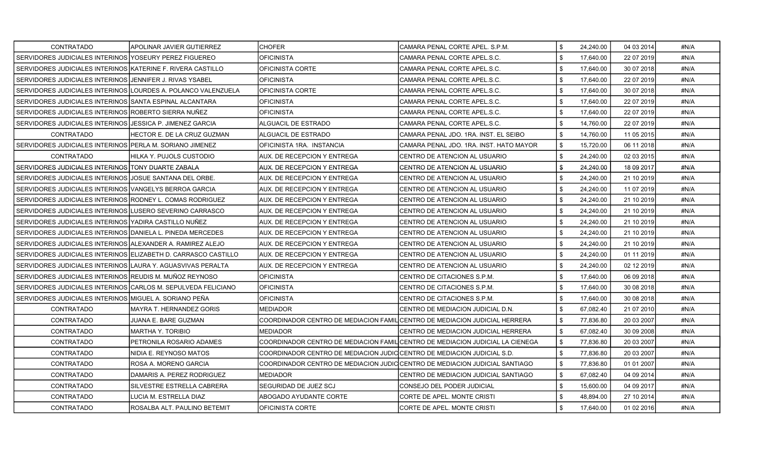| | | | | | | | |
|---|---|---|---|---|---|---|---|
| CONTRATADO | APOLINAR JAVIER GUTIERREZ | CHOFER | CAMARA PENAL CORTE APEL. S.P.M. | $ | 24,240.00 | 04 03 2014 | #N/A |
| SERVIDORES JUDICIALES INTERINOS | YOSEURY PEREZ FIGUEREO | OFICINISTA | CAMARA PENAL CORTE APEL.S.C. | $ | 17,640.00 | 22 07 2019 | #N/A |
| SERVIDORES JUDICIALES INTERINOS | KATERINE F. RIVERA CASTILLO | OFICINISTA CORTE | CAMARA PENAL CORTE APEL.S.C. | $ | 17,640.00 | 30 07 2018 | #N/A |
| SERVIDORES JUDICIALES INTERINOS | JENNIFER J. RIVAS YSABEL | OFICINISTA | CAMARA PENAL CORTE APEL.S.C. | $ | 17,640.00 | 22 07 2019 | #N/A |
| SERVIDORES JUDICIALES INTERINOS | LOURDES A. POLANCO VALENZUELA | OFICINISTA CORTE | CAMARA PENAL CORTE APEL.S.C. | $ | 17,640.00 | 30 07 2018 | #N/A |
| SERVIDORES JUDICIALES INTERINOS | SANTA ESPINAL ALCANTARA | OFICINISTA | CAMARA PENAL CORTE APEL.S.C. | $ | 17,640.00 | 22 07 2019 | #N/A |
| SERVIDORES JUDICIALES INTERINOS | ROBERTO SIERRA NUÑEZ | OFICINISTA | CAMARA PENAL CORTE APEL.S.C. | $ | 17,640.00 | 22 07 2019 | #N/A |
| SERVIDORES JUDICIALES INTERINOS | JESSICA P. JIMENEZ GARCIA | ALGUACIL DE ESTRADO | CAMARA PENAL CORTE APEL.S.C. | $ | 14,760.00 | 22 07 2019 | #N/A |
| CONTRATADO | HECTOR E. DE LA CRUZ GUZMAN | ALGUACIL DE ESTRADO | CAMARA PENAL JDO. 1RA. INST. EL SEIBO | $ | 14,760.00 | 11 05 2015 | #N/A |
| SERVIDORES JUDICIALES INTERINOS | PERLA M. SORIANO JIMENEZ | OFICINISTA 1RA. INSTANCIA | CAMARA PENAL JDO. 1RA. INST. HATO MAYOR | $ | 15,720.00 | 06 11 2018 | #N/A |
| CONTRATADO | HILKA Y. PUJOLS CUSTODIO | AUX. DE RECEPCION Y ENTREGA | CENTRO DE ATENCION AL USUARIO | $ | 24,240.00 | 02 03 2015 | #N/A |
| SERVIDORES JUDICIALES INTERINOS | TONY DUARTE ZABALA | AUX. DE RECEPCION Y ENTREGA | CENTRO DE ATENCION AL USUARIO | $ | 24,240.00 | 18 09 2017 | #N/A |
| SERVIDORES JUDICIALES INTERINOS | JOSUE SANTANA DEL ORBE. | AUX. DE RECEPCION Y ENTREGA | CENTRO DE ATENCION AL USUARIO | $ | 24,240.00 | 21 10 2019 | #N/A |
| SERVIDORES JUDICIALES INTERINOS | VANGELYS BERROA GARCIA | AUX. DE RECEPCION Y ENTREGA | CENTRO DE ATENCION AL USUARIO | $ | 24,240.00 | 11 07 2019 | #N/A |
| SERVIDORES JUDICIALES INTERINOS | RODNEY L. COMAS RODRIGUEZ | AUX. DE RECEPCION Y ENTREGA | CENTRO DE ATENCION AL USUARIO | $ | 24,240.00 | 21 10 2019 | #N/A |
| SERVIDORES JUDICIALES INTERINOS | LUSERO SEVERINO CARRASCO | AUX. DE RECEPCION Y ENTREGA | CENTRO DE ATENCION AL USUARIO | $ | 24,240.00 | 21 10 2019 | #N/A |
| SERVIDORES JUDICIALES INTERINOS | YADIRA CASTILLO NUÑEZ | AUX. DE RECEPCION Y ENTREGA | CENTRO DE ATENCION AL USUARIO | $ | 24,240.00 | 21 10 2019 | #N/A |
| SERVIDORES JUDICIALES INTERINOS | DANIELA L. PINEDA MERCEDES | AUX. DE RECEPCION Y ENTREGA | CENTRO DE ATENCION AL USUARIO | $ | 24,240.00 | 21 10 2019 | #N/A |
| SERVIDORES JUDICIALES INTERINOS | ALEXANDER A. RAMIREZ ALEJO | AUX. DE RECEPCION Y ENTREGA | CENTRO DE ATENCION AL USUARIO | $ | 24,240.00 | 21 10 2019 | #N/A |
| SERVIDORES JUDICIALES INTERINOS | ELIZABETH D. CARRASCO CASTILLO | AUX. DE RECEPCION Y ENTREGA | CENTRO DE ATENCION AL USUARIO | $ | 24,240.00 | 01 11 2019 | #N/A |
| SERVIDORES JUDICIALES INTERINOS | LAURA Y. AGUASVIVAS PERALTA | AUX. DE RECEPCION Y ENTREGA | CENTRO DE ATENCION AL USUARIO | $ | 24,240.00 | 02 12 2019 | #N/A |
| SERVIDORES JUDICIALES INTERINOS | REUDIS M. MUÑOZ REYNOSO | OFICINISTA | CENTRO DE CITACIONES S.P.M. | $ | 17,640.00 | 06 09 2018 | #N/A |
| SERVIDORES JUDICIALES INTERINOS | CARLOS M. SEPULVEDA FELICIANO | OFICINISTA | CENTRO DE CITACIONES S.P.M. | $ | 17,640.00 | 30 08 2018 | #N/A |
| SERVIDORES JUDICIALES INTERINOS | MIGUEL A. SORIANO PEÑA | OFICINISTA | CENTRO DE CITACIONES S.P.M. | $ | 17,640.00 | 30 08 2018 | #N/A |
| CONTRATADO | MAYRA T. HERNANDEZ GORIS | MEDIADOR | CENTRO DE MEDIACION JUDICIAL D.N. | $ | 67,082.40 | 21 07 2010 | #N/A |
| CONTRATADO | JUANA E. BARE GUZMAN | COORDINADOR CENTRO DE MEDIACION FAMIL | CENTRO DE MEDIACION JUDICIAL HERRERA | $ | 77,836.80 | 20 03 2007 | #N/A |
| CONTRATADO | MARTHA Y. TORIBIO | MEDIADOR | CENTRO DE MEDIACION JUDICIAL HERRERA | $ | 67,082.40 | 30 09 2008 | #N/A |
| CONTRATADO | PETRONILA ROSARIO ADAMES | COORDINADOR CENTRO DE MEDIACION FAMIL | CENTRO DE MEDIACION JUDICIAL LA CIENEGA | $ | 77,836.80 | 20 03 2007 | #N/A |
| CONTRATADO | NIDIA E. REYNOSO MATOS | COORDINADOR CENTRO DE MEDIACION JUDIC | CENTRO DE MEDIACION JUDICIAL S.D. | $ | 77,836.80 | 20 03 2007 | #N/A |
| CONTRATADO | ROSA A. MORENO GARCIA | COORDINADOR CENTRO DE MEDIACION JUDIC | CENTRO DE MEDIACION JUDICIAL SANTIAGO | $ | 77,836.80 | 01 01 2007 | #N/A |
| CONTRATADO | DAMARIS A. PEREZ RODRIGUEZ | MEDIADOR | CENTRO DE MEDIACION JUDICIAL SANTIAGO | $ | 67,082.40 | 04 09 2014 | #N/A |
| CONTRATADO | SILVESTRE ESTRELLA CABRERA | SEGURIDAD DE JUEZ SCJ | CONSEJO DEL PODER JUDICIAL | $ | 15,600.00 | 04 09 2017 | #N/A |
| CONTRATADO | LUCIA M. ESTRELLA DIAZ | ABOGADO AYUDANTE CORTE | CORTE DE APEL. MONTE CRISTI | $ | 48,894.00 | 27 10 2014 | #N/A |
| CONTRATADO | ROSALBA ALT. PAULINO BETEMIT | OFICINISTA CORTE | CORTE DE APEL. MONTE CRISTI | $ | 17,640.00 | 01 02 2016 | #N/A |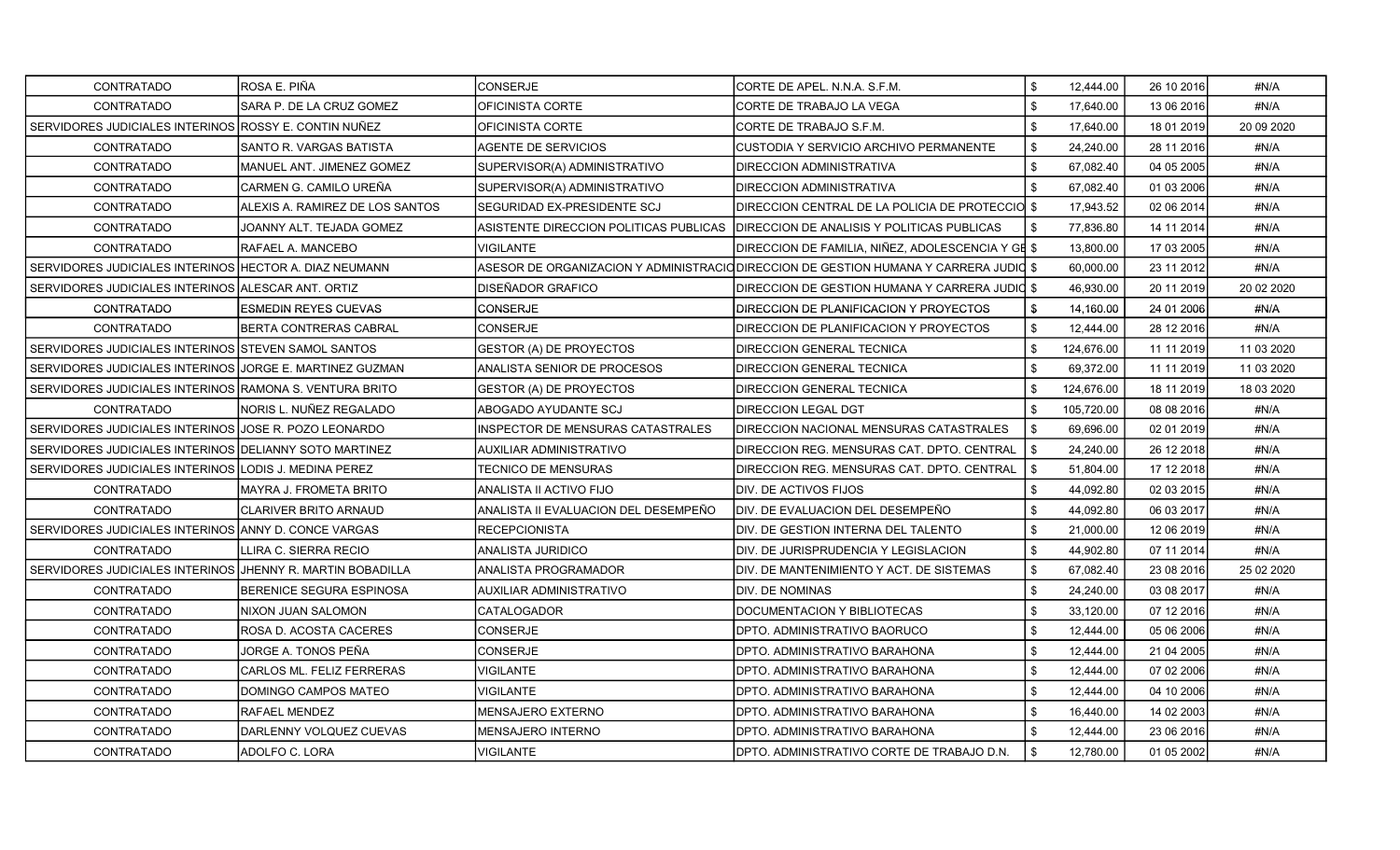| | | | | | | | |
|---|---|---|---|---|---|---|---|
| CONTRATADO | ROSA E. PIÑA | CONSERJE | CORTE DE APEL. N.N.A. S.F.M. | $ | 12,444.00 | 26 10 2016 | #N/A |
| CONTRATADO | SARA P. DE LA CRUZ GOMEZ | OFICINISTA CORTE | CORTE DE TRABAJO LA VEGA | $ | 17,640.00 | 13 06 2016 | #N/A |
| SERVIDORES JUDICIALES INTERINOS | ROSSY E. CONTIN NUÑEZ | OFICINISTA CORTE | CORTE DE TRABAJO S.F.M. | $ | 17,640.00 | 18 01 2019 | 20 09 2020 |
| CONTRATADO | SANTO R. VARGAS BATISTA | AGENTE DE SERVICIOS | CUSTODIA Y SERVICIO ARCHIVO PERMANENTE | $ | 24,240.00 | 28 11 2016 | #N/A |
| CONTRATADO | MANUEL ANT. JIMENEZ GOMEZ | SUPERVISOR(A) ADMINISTRATIVO | DIRECCION ADMINISTRATIVA | $ | 67,082.40 | 04 05 2005 | #N/A |
| CONTRATADO | CARMEN G. CAMILO UREÑA | SUPERVISOR(A) ADMINISTRATIVO | DIRECCION ADMINISTRATIVA | $ | 67,082.40 | 01 03 2006 | #N/A |
| CONTRATADO | ALEXIS A. RAMIREZ DE LOS SANTOS | SEGURIDAD EX-PRESIDENTE SCJ | DIRECCION CENTRAL DE LA POLICIA DE PROTECCIO | $ | 17,943.52 | 02 06 2014 | #N/A |
| CONTRATADO | JOANNY ALT. TEJADA GOMEZ | ASISTENTE DIRECCION POLITICAS PUBLICAS | DIRECCION DE ANALISIS Y POLITICAS PUBLICAS | $ | 77,836.80 | 14 11 2014 | #N/A |
| CONTRATADO | RAFAEL A. MANCEBO | VIGILANTE | DIRECCION DE FAMILIA, NIÑEZ, ADOLESCENCIA Y GE | $ | 13,800.00 | 17 03 2005 | #N/A |
| SERVIDORES JUDICIALES INTERINOS | HECTOR A. DIAZ NEUMANN | ASESOR DE ORGANIZACION Y ADMINISTRACIO | DIRECCION DE GESTION HUMANA Y CARRERA JUDIC | $ | 60,000.00 | 23 11 2012 | #N/A |
| SERVIDORES JUDICIALES INTERINOS | ALESCAR ANT. ORTIZ | DISEÑADOR GRAFICO | DIRECCION DE GESTION HUMANA Y CARRERA JUDIC | $ | 46,930.00 | 20 11 2019 | 20 02 2020 |
| CONTRATADO | ESMEDIN REYES CUEVAS | CONSERJE | DIRECCION DE PLANIFICACION Y PROYECTOS | $ | 14,160.00 | 24 01 2006 | #N/A |
| CONTRATADO | BERTA CONTRERAS CABRAL | CONSERJE | DIRECCION DE PLANIFICACION Y PROYECTOS | $ | 12,444.00 | 28 12 2016 | #N/A |
| SERVIDORES JUDICIALES INTERINOS | STEVEN SAMOL SANTOS | GESTOR (A) DE PROYECTOS | DIRECCION GENERAL TECNICA | $ | 124,676.00 | 11 11 2019 | 11 03 2020 |
| SERVIDORES JUDICIALES INTERINOS | JORGE E. MARTINEZ GUZMAN | ANALISTA SENIOR DE PROCESOS | DIRECCION GENERAL TECNICA | $ | 69,372.00 | 11 11 2019 | 11 03 2020 |
| SERVIDORES JUDICIALES INTERINOS | RAMONA S. VENTURA BRITO | GESTOR (A) DE PROYECTOS | DIRECCION GENERAL TECNICA | $ | 124,676.00 | 18 11 2019 | 18 03 2020 |
| CONTRATADO | NORIS L. NUÑEZ REGALADO | ABOGADO AYUDANTE SCJ | DIRECCION LEGAL DGT | $ | 105,720.00 | 08 08 2016 | #N/A |
| SERVIDORES JUDICIALES INTERINOS | JOSE R. POZO LEONARDO | INSPECTOR DE MENSURAS CATASTRALES | DIRECCION NACIONAL MENSURAS CATASTRALES | $ | 69,696.00 | 02 01 2019 | #N/A |
| SERVIDORES JUDICIALES INTERINOS | DELIANNY SOTO MARTINEZ | AUXILIAR ADMINISTRATIVO | DIRECCION REG. MENSURAS CAT. DPTO. CENTRAL | $ | 24,240.00 | 26 12 2018 | #N/A |
| SERVIDORES JUDICIALES INTERINOS | LODIS J. MEDINA PEREZ | TECNICO DE MENSURAS | DIRECCION REG. MENSURAS CAT. DPTO. CENTRAL | $ | 51,804.00 | 17 12 2018 | #N/A |
| CONTRATADO | MAYRA J. FROMETA BRITO | ANALISTA II ACTIVO FIJO | DIV. DE ACTIVOS FIJOS | $ | 44,092.80 | 02 03 2015 | #N/A |
| CONTRATADO | CLARIVER BRITO ARNAUD | ANALISTA II EVALUACION DEL DESEMPEÑO | DIV. DE EVALUACION DEL DESEMPEÑO | $ | 44,092.80 | 06 03 2017 | #N/A |
| SERVIDORES JUDICIALES INTERINOS | ANNY D. CONCE VARGAS | RECEPCIONISTA | DIV. DE GESTION INTERNA DEL TALENTO | $ | 21,000.00 | 12 06 2019 | #N/A |
| CONTRATADO | LLIRA C. SIERRA RECIO | ANALISTA JURIDICO | DIV. DE JURISPRUDENCIA Y LEGISLACION | $ | 44,902.80 | 07 11 2014 | #N/A |
| SERVIDORES JUDICIALES INTERINOS | JHENNY R. MARTIN BOBADILLA | ANALISTA PROGRAMADOR | DIV. DE MANTENIMIENTO Y ACT. DE SISTEMAS | $ | 67,082.40 | 23 08 2016 | 25 02 2020 |
| CONTRATADO | BERENICE SEGURA ESPINOSA | AUXILIAR ADMINISTRATIVO | DIV. DE NOMINAS | $ | 24,240.00 | 03 08 2017 | #N/A |
| CONTRATADO | NIXON JUAN SALOMON | CATALOGADOR | DOCUMENTACION Y BIBLIOTECAS | $ | 33,120.00 | 07 12 2016 | #N/A |
| CONTRATADO | ROSA D. ACOSTA CACERES | CONSERJE | DPTO. ADMINISTRATIVO BAORUCO | $ | 12,444.00 | 05 06 2006 | #N/A |
| CONTRATADO | JORGE A. TONOS PEÑA | CONSERJE | DPTO. ADMINISTRATIVO BARAHONA | $ | 12,444.00 | 21 04 2005 | #N/A |
| CONTRATADO | CARLOS ML. FELIZ FERRERAS | VIGILANTE | DPTO. ADMINISTRATIVO BARAHONA | $ | 12,444.00 | 07 02 2006 | #N/A |
| CONTRATADO | DOMINGO CAMPOS MATEO | VIGILANTE | DPTO. ADMINISTRATIVO BARAHONA | $ | 12,444.00 | 04 10 2006 | #N/A |
| CONTRATADO | RAFAEL MENDEZ | MENSAJERO EXTERNO | DPTO. ADMINISTRATIVO BARAHONA | $ | 16,440.00 | 14 02 2003 | #N/A |
| CONTRATADO | DARLENNY VOLQUEZ CUEVAS | MENSAJERO INTERNO | DPTO. ADMINISTRATIVO BARAHONA | $ | 12,444.00 | 23 06 2016 | #N/A |
| CONTRATADO | ADOLFO C. LORA | VIGILANTE | DPTO. ADMINISTRATIVO CORTE DE TRABAJO D.N. | $ | 12,780.00 | 01 05 2002 | #N/A |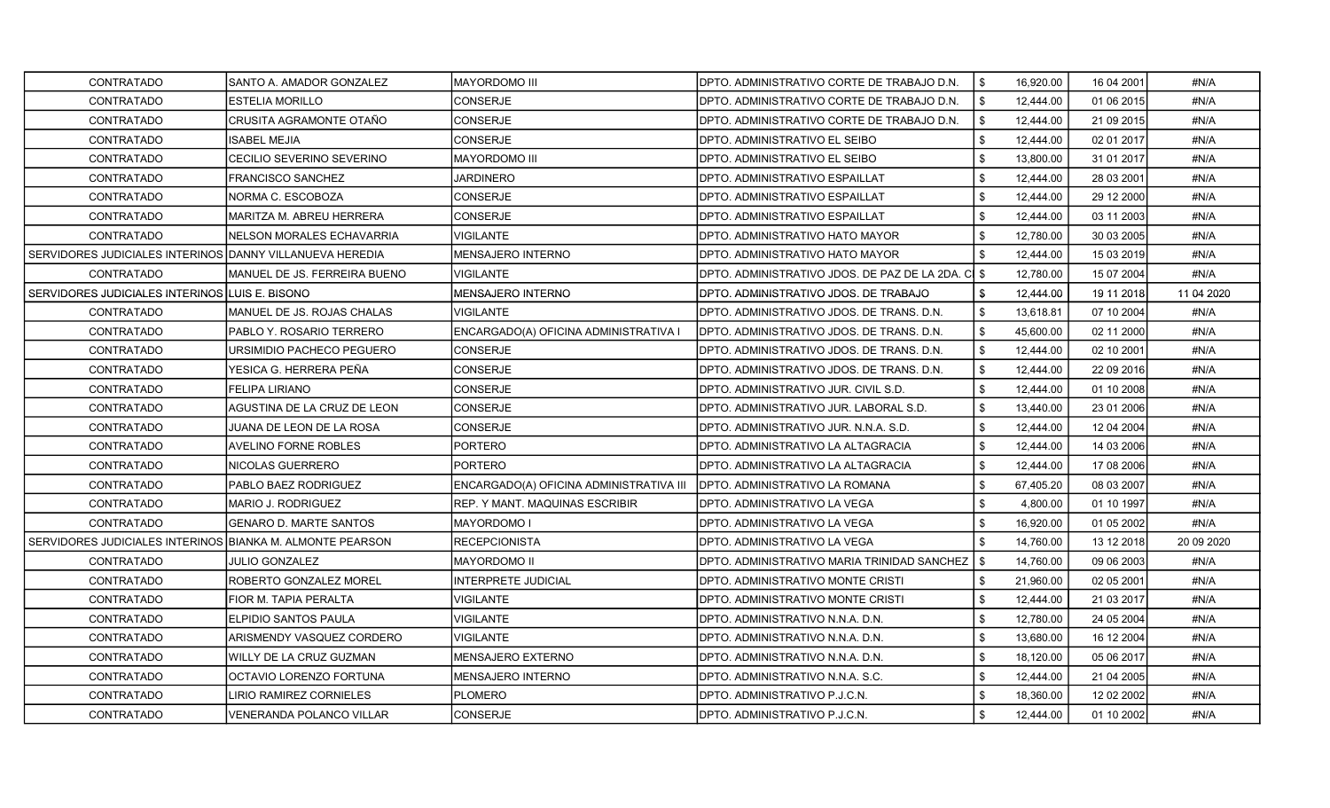| | | | | | | | |
|---|---|---|---|---|---|---|---|
| CONTRATADO | SANTO A. AMADOR GONZALEZ | MAYORDOMO III | DPTO. ADMINISTRATIVO CORTE DE TRABAJO D.N. | $ | 16,920.00 | 16 04 2001 | #N/A |
| CONTRATADO | ESTELIA MORILLO | CONSERJE | DPTO. ADMINISTRATIVO CORTE DE TRABAJO D.N. | $ | 12,444.00 | 01 06 2015 | #N/A |
| CONTRATADO | CRUSITA AGRAMONTE OTAÑO | CONSERJE | DPTO. ADMINISTRATIVO CORTE DE TRABAJO D.N. | $ | 12,444.00 | 21 09 2015 | #N/A |
| CONTRATADO | ISABEL MEJIA | CONSERJE | DPTO. ADMINISTRATIVO EL SEIBO | $ | 12,444.00 | 02 01 2017 | #N/A |
| CONTRATADO | CECILIO SEVERINO SEVERINO | MAYORDOMO III | DPTO. ADMINISTRATIVO EL SEIBO | $ | 13,800.00 | 31 01 2017 | #N/A |
| CONTRATADO | FRANCISCO SANCHEZ | JARDINERO | DPTO. ADMINISTRATIVO ESPAILLAT | $ | 12,444.00 | 28 03 2001 | #N/A |
| CONTRATADO | NORMA C. ESCOBOZA | CONSERJE | DPTO. ADMINISTRATIVO ESPAILLAT | $ | 12,444.00 | 29 12 2000 | #N/A |
| CONTRATADO | MARITZA M. ABREU HERRERA | CONSERJE | DPTO. ADMINISTRATIVO ESPAILLAT | $ | 12,444.00 | 03 11 2003 | #N/A |
| CONTRATADO | NELSON MORALES ECHAVARRIA | VIGILANTE | DPTO. ADMINISTRATIVO HATO MAYOR | $ | 12,780.00 | 30 03 2005 | #N/A |
| SERVIDORES JUDICIALES INTERINOS | DANNY VILLANUEVA HEREDIA | MENSAJERO INTERNO | DPTO. ADMINISTRATIVO HATO MAYOR | $ | 12,444.00 | 15 03 2019 | #N/A |
| CONTRATADO | MANUEL DE JS. FERREIRA BUENO | VIGILANTE | DPTO. ADMINISTRATIVO JDOS. DE PAZ DE LA 2DA. C | $ | 12,780.00 | 15 07 2004 | #N/A |
| SERVIDORES JUDICIALES INTERINOS | LUIS E. BISONO | MENSAJERO INTERNO | DPTO. ADMINISTRATIVO JDOS. DE TRABAJO | $ | 12,444.00 | 19 11 2018 | 11 04 2020 |
| CONTRATADO | MANUEL DE JS. ROJAS CHALAS | VIGILANTE | DPTO. ADMINISTRATIVO JDOS. DE TRANS. D.N. | $ | 13,618.81 | 07 10 2004 | #N/A |
| CONTRATADO | PABLO Y. ROSARIO TERRERO | ENCARGADO(A) OFICINA ADMINISTRATIVA I | DPTO. ADMINISTRATIVO JDOS. DE TRANS. D.N. | $ | 45,600.00 | 02 11 2000 | #N/A |
| CONTRATADO | URSIMIDIO PACHECO PEGUERO | CONSERJE | DPTO. ADMINISTRATIVO JDOS. DE TRANS. D.N. | $ | 12,444.00 | 02 10 2001 | #N/A |
| CONTRATADO | YESICA G. HERRERA PEÑA | CONSERJE | DPTO. ADMINISTRATIVO JDOS. DE TRANS. D.N. | $ | 12,444.00 | 22 09 2016 | #N/A |
| CONTRATADO | FELIPA LIRIANO | CONSERJE | DPTO. ADMINISTRATIVO JUR. CIVIL S.D. | $ | 12,444.00 | 01 10 2008 | #N/A |
| CONTRATADO | AGUSTINA DE LA CRUZ DE LEON | CONSERJE | DPTO. ADMINISTRATIVO JUR. LABORAL S.D. | $ | 13,440.00 | 23 01 2006 | #N/A |
| CONTRATADO | JUANA DE LEON DE LA ROSA | CONSERJE | DPTO. ADMINISTRATIVO JUR. N.N.A. S.D. | $ | 12,444.00 | 12 04 2004 | #N/A |
| CONTRATADO | AVELINO FORNE ROBLES | PORTERO | DPTO. ADMINISTRATIVO LA ALTAGRACIA | $ | 12,444.00 | 14 03 2006 | #N/A |
| CONTRATADO | NICOLAS GUERRERO | PORTERO | DPTO. ADMINISTRATIVO LA ALTAGRACIA | $ | 12,444.00 | 17 08 2006 | #N/A |
| CONTRATADO | PABLO BAEZ RODRIGUEZ | ENCARGADO(A) OFICINA ADMINISTRATIVA III | DPTO. ADMINISTRATIVO LA ROMANA | $ | 67,405.20 | 08 03 2007 | #N/A |
| CONTRATADO | MARIO J. RODRIGUEZ | REP. Y MANT. MAQUINAS ESCRIBIR | DPTO. ADMINISTRATIVO LA VEGA | $ | 4,800.00 | 01 10 1997 | #N/A |
| CONTRATADO | GENARO D. MARTE SANTOS | MAYORDOMO I | DPTO. ADMINISTRATIVO LA VEGA | $ | 16,920.00 | 01 05 2002 | #N/A |
| SERVIDORES JUDICIALES INTERINOS | BIANKA M. ALMONTE PEARSON | RECEPCIONISTA | DPTO. ADMINISTRATIVO LA VEGA | $ | 14,760.00 | 13 12 2018 | 20 09 2020 |
| CONTRATADO | JULIO GONZALEZ | MAYORDOMO II | DPTO. ADMINISTRATIVO MARIA TRINIDAD SANCHEZ | $ | 14,760.00 | 09 06 2003 | #N/A |
| CONTRATADO | ROBERTO GONZALEZ MOREL | INTERPRETE JUDICIAL | DPTO. ADMINISTRATIVO MONTE CRISTI | $ | 21,960.00 | 02 05 2001 | #N/A |
| CONTRATADO | FIOR M. TAPIA PERALTA | VIGILANTE | DPTO. ADMINISTRATIVO MONTE CRISTI | $ | 12,444.00 | 21 03 2017 | #N/A |
| CONTRATADO | ELPIDIO SANTOS PAULA | VIGILANTE | DPTO. ADMINISTRATIVO N.N.A. D.N. | $ | 12,780.00 | 24 05 2004 | #N/A |
| CONTRATADO | ARISMENDY VASQUEZ CORDERO | VIGILANTE | DPTO. ADMINISTRATIVO N.N.A. D.N. | $ | 13,680.00 | 16 12 2004 | #N/A |
| CONTRATADO | WILLY DE LA CRUZ GUZMAN | MENSAJERO EXTERNO | DPTO. ADMINISTRATIVO N.N.A. D.N. | $ | 18,120.00 | 05 06 2017 | #N/A |
| CONTRATADO | OCTAVIO LORENZO FORTUNA | MENSAJERO INTERNO | DPTO. ADMINISTRATIVO N.N.A. S.C. | $ | 12,444.00 | 21 04 2005 | #N/A |
| CONTRATADO | LIRIO RAMIREZ CORNIELES | PLOMERO | DPTO. ADMINISTRATIVO P.J.C.N. | $ | 18,360.00 | 12 02 2002 | #N/A |
| CONTRATADO | VENERANDA POLANCO VILLAR | CONSERJE | DPTO. ADMINISTRATIVO P.J.C.N. | $ | 12,444.00 | 01 10 2002 | #N/A |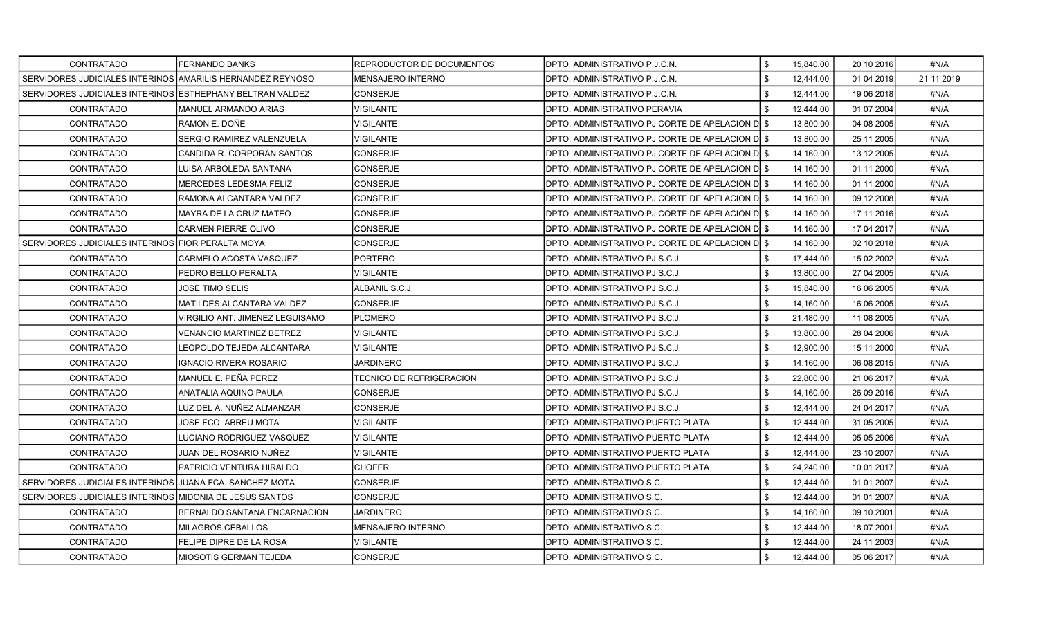| | | | | | | | |
|---|---|---|---|---|---|---|---|
| CONTRATADO | FERNANDO BANKS | REPRODUCTOR DE DOCUMENTOS | DPTO. ADMINISTRATIVO P.J.C.N. | $ | 15,840.00 | 20 10 2016 | #N/A |
| SERVIDORES JUDICIALES INTERINOS | AMARILIS HERNANDEZ REYNOSO | MENSAJERO INTERNO | DPTO. ADMINISTRATIVO P.J.C.N. | $ | 12,444.00 | 01 04 2019 | 21 11 2019 |
| SERVIDORES JUDICIALES INTERINOS | ESTHEPHANY BELTRAN VALDEZ | CONSERJE | DPTO. ADMINISTRATIVO P.J.C.N. | $ | 12,444.00 | 19 06 2018 | #N/A |
| CONTRATADO | MANUEL ARMANDO ARIAS | VIGILANTE | DPTO. ADMINISTRATIVO PERAVIA | $ | 12,444.00 | 01 07 2004 | #N/A |
| CONTRATADO | RAMON E. DOÑE | VIGILANTE | DPTO. ADMINISTRATIVO PJ CORTE DE APELACION D | $ | 13,800.00 | 04 08 2005 | #N/A |
| CONTRATADO | SERGIO RAMIREZ VALENZUELA | VIGILANTE | DPTO. ADMINISTRATIVO PJ CORTE DE APELACION D | $ | 13,800.00 | 25 11 2005 | #N/A |
| CONTRATADO | CANDIDA R. CORPORAN SANTOS | CONSERJE | DPTO. ADMINISTRATIVO PJ CORTE DE APELACION D | $ | 14,160.00 | 13 12 2005 | #N/A |
| CONTRATADO | LUISA ARBOLEDA SANTANA | CONSERJE | DPTO. ADMINISTRATIVO PJ CORTE DE APELACION D | $ | 14,160.00 | 01 11 2000 | #N/A |
| CONTRATADO | MERCEDES LEDESMA FELIZ | CONSERJE | DPTO. ADMINISTRATIVO PJ CORTE DE APELACION D | $ | 14,160.00 | 01 11 2000 | #N/A |
| CONTRATADO | RAMONA ALCANTARA VALDEZ | CONSERJE | DPTO. ADMINISTRATIVO PJ CORTE DE APELACION D | $ | 14,160.00 | 09 12 2008 | #N/A |
| CONTRATADO | MAYRA DE LA CRUZ MATEO | CONSERJE | DPTO. ADMINISTRATIVO PJ CORTE DE APELACION D | $ | 14,160.00 | 17 11 2016 | #N/A |
| CONTRATADO | CARMEN PIERRE OLIVO | CONSERJE | DPTO. ADMINISTRATIVO PJ CORTE DE APELACION D | $ | 14,160.00 | 17 04 2017 | #N/A |
| SERVIDORES JUDICIALES INTERINOS | FIOR PERALTA MOYA | CONSERJE | DPTO. ADMINISTRATIVO PJ CORTE DE APELACION D | $ | 14,160.00 | 02 10 2018 | #N/A |
| CONTRATADO | CARMELO ACOSTA VASQUEZ | PORTERO | DPTO. ADMINISTRATIVO PJ S.C.J. | $ | 17,444.00 | 15 02 2002 | #N/A |
| CONTRATADO | PEDRO BELLO PERALTA | VIGILANTE | DPTO. ADMINISTRATIVO PJ S.C.J. | $ | 13,800.00 | 27 04 2005 | #N/A |
| CONTRATADO | JOSE TIMO SELIS | ALBANIL S.C.J. | DPTO. ADMINISTRATIVO PJ S.C.J. | $ | 15,840.00 | 16 06 2005 | #N/A |
| CONTRATADO | MATILDES ALCANTARA VALDEZ | CONSERJE | DPTO. ADMINISTRATIVO PJ S.C.J. | $ | 14,160.00 | 16 06 2005 | #N/A |
| CONTRATADO | VIRGILIO ANT. JIMENEZ LEGUISAMO | PLOMERO | DPTO. ADMINISTRATIVO PJ S.C.J. | $ | 21,480.00 | 11 08 2005 | #N/A |
| CONTRATADO | VENANCIO MARTINEZ BETREZ | VIGILANTE | DPTO. ADMINISTRATIVO PJ S.C.J. | $ | 13,800.00 | 28 04 2006 | #N/A |
| CONTRATADO | LEOPOLDO TEJEDA ALCANTARA | VIGILANTE | DPTO. ADMINISTRATIVO PJ S.C.J. | $ | 12,900.00 | 15 11 2000 | #N/A |
| CONTRATADO | IGNACIO RIVERA ROSARIO | JARDINERO | DPTO. ADMINISTRATIVO PJ S.C.J. | $ | 14,160.00 | 06 08 2015 | #N/A |
| CONTRATADO | MANUEL E. PEÑA PEREZ | TECNICO DE REFRIGERACION | DPTO. ADMINISTRATIVO PJ S.C.J. | $ | 22,800.00 | 21 06 2017 | #N/A |
| CONTRATADO | ANATALIA AQUINO PAULA | CONSERJE | DPTO. ADMINISTRATIVO PJ S.C.J. | $ | 14,160.00 | 26 09 2016 | #N/A |
| CONTRATADO | LUZ DEL A. NUÑEZ ALMANZAR | CONSERJE | DPTO. ADMINISTRATIVO PJ S.C.J. | $ | 12,444.00 | 24 04 2017 | #N/A |
| CONTRATADO | JOSE FCO. ABREU MOTA | VIGILANTE | DPTO. ADMINISTRATIVO PUERTO PLATA | $ | 12,444.00 | 31 05 2005 | #N/A |
| CONTRATADO | LUCIANO RODRIGUEZ VASQUEZ | VIGILANTE | DPTO. ADMINISTRATIVO PUERTO PLATA | $ | 12,444.00 | 05 05 2006 | #N/A |
| CONTRATADO | JUAN DEL ROSARIO NUÑEZ | VIGILANTE | DPTO. ADMINISTRATIVO PUERTO PLATA | $ | 12,444.00 | 23 10 2007 | #N/A |
| CONTRATADO | PATRICIO VENTURA HIRALDO | CHOFER | DPTO. ADMINISTRATIVO PUERTO PLATA | $ | 24,240.00 | 10 01 2017 | #N/A |
| SERVIDORES JUDICIALES INTERINOS | JUANA FCA. SANCHEZ MOTA | CONSERJE | DPTO. ADMINISTRATIVO S.C. | $ | 12,444.00 | 01 01 2007 | #N/A |
| SERVIDORES JUDICIALES INTERINOS | MIDONIA DE JESUS SANTOS | CONSERJE | DPTO. ADMINISTRATIVO S.C. | $ | 12,444.00 | 01 01 2007 | #N/A |
| CONTRATADO | BERNALDO SANTANA ENCARNACION | JARDINERO | DPTO. ADMINISTRATIVO S.C. | $ | 14,160.00 | 09 10 2001 | #N/A |
| CONTRATADO | MILAGROS CEBALLOS | MENSAJERO INTERNO | DPTO. ADMINISTRATIVO S.C. | $ | 12,444.00 | 18 07 2001 | #N/A |
| CONTRATADO | FELIPE DIPRE DE LA ROSA | VIGILANTE | DPTO. ADMINISTRATIVO S.C. | $ | 12,444.00 | 24 11 2003 | #N/A |
| CONTRATADO | MIOSOTIS GERMAN TEJEDA | CONSERJE | DPTO. ADMINISTRATIVO S.C. | $ | 12,444.00 | 05 06 2017 | #N/A |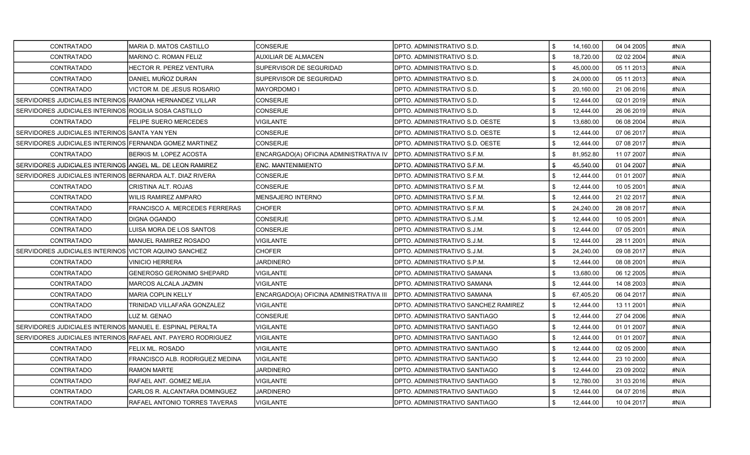| | | | | | | |
|---|---|---|---|---|---|---|
| CONTRATADO | MARIA D. MATOS CASTILLO | CONSERJE | DPTO. ADMINISTRATIVO S.D. | $ 14,160.00 | 04 04 2005 | #N/A |
| CONTRATADO | MARINO C. ROMAN FELIZ | AUXILIAR DE ALMACEN | DPTO. ADMINISTRATIVO S.D. | $ 18,720.00 | 02 02 2004 | #N/A |
| CONTRATADO | HECTOR R. PEREZ VENTURA | SUPERVISOR DE SEGURIDAD | DPTO. ADMINISTRATIVO S.D. | $ 45,000.00 | 05 11 2013 | #N/A |
| CONTRATADO | DANIEL MUÑOZ DURAN | SUPERVISOR DE SEGURIDAD | DPTO. ADMINISTRATIVO S.D. | $ 24,000.00 | 05 11 2013 | #N/A |
| CONTRATADO | VICTOR M. DE JESUS ROSARIO | MAYORDOMO I | DPTO. ADMINISTRATIVO S.D. | $ 20,160.00 | 21 06 2016 | #N/A |
| SERVIDORES JUDICIALES INTERINOS | RAMONA HERNANDEZ VILLAR | CONSERJE | DPTO. ADMINISTRATIVO S.D. | $ 12,444.00 | 02 01 2019 | #N/A |
| SERVIDORES JUDICIALES INTERINOS | ROGILIA SOSA CASTILLO | CONSERJE | DPTO. ADMINISTRATIVO S.D. | $ 12,444.00 | 26 06 2019 | #N/A |
| CONTRATADO | FELIPE SUERO MERCEDES | VIGILANTE | DPTO. ADMINISTRATIVO S.D. OESTE | $ 13,680.00 | 06 08 2004 | #N/A |
| SERVIDORES JUDICIALES INTERINOS | SANTA YAN YEN | CONSERJE | DPTO. ADMINISTRATIVO S.D. OESTE | $ 12,444.00 | 07 06 2017 | #N/A |
| SERVIDORES JUDICIALES INTERINOS | FERNANDA GOMEZ MARTINEZ | CONSERJE | DPTO. ADMINISTRATIVO S.D. OESTE | $ 12,444.00 | 07 08 2017 | #N/A |
| CONTRATADO | BERKIS M. LOPEZ ACOSTA | ENCARGADO(A) OFICINA ADMINISTRATIVA IV | DPTO. ADMINISTRATIVO S.F.M. | $ 81,952.80 | 11 07 2007 | #N/A |
| SERVIDORES JUDICIALES INTERINOS | ANGEL ML. DE LEON RAMIREZ | ENC. MANTENIMIENTO | DPTO. ADMINISTRATIVO S.F.M. | $ 45,540.00 | 01 04 2007 | #N/A |
| SERVIDORES JUDICIALES INTERINOS | BERNARDA ALT. DIAZ RIVERA | CONSERJE | DPTO. ADMINISTRATIVO S.F.M. | $ 12,444.00 | 01 01 2007 | #N/A |
| CONTRATADO | CRISTINA ALT. ROJAS | CONSERJE | DPTO. ADMINISTRATIVO S.F.M. | $ 12,444.00 | 10 05 2001 | #N/A |
| CONTRATADO | WILIS RAMIREZ AMPARO | MENSAJERO INTERNO | DPTO. ADMINISTRATIVO S.F.M. | $ 12,444.00 | 21 02 2017 | #N/A |
| CONTRATADO | FRANCISCO A. MERCEDES FERRERAS | CHOFER | DPTO. ADMINISTRATIVO S.F.M. | $ 24,240.00 | 28 08 2017 | #N/A |
| CONTRATADO | DIGNA OGANDO | CONSERJE | DPTO. ADMINISTRATIVO S.J.M. | $ 12,444.00 | 10 05 2001 | #N/A |
| CONTRATADO | LUISA MORA DE LOS SANTOS | CONSERJE | DPTO. ADMINISTRATIVO S.J.M. | $ 12,444.00 | 07 05 2001 | #N/A |
| CONTRATADO | MANUEL RAMIREZ ROSADO | VIGILANTE | DPTO. ADMINISTRATIVO S.J.M. | $ 12,444.00 | 28 11 2001 | #N/A |
| SERVIDORES JUDICIALES INTERINOS | VICTOR AQUINO SANCHEZ | CHOFER | DPTO. ADMINISTRATIVO S.J.M. | $ 24,240.00 | 09 08 2017 | #N/A |
| CONTRATADO | VINICIO HERRERA | JARDINERO | DPTO. ADMINISTRATIVO S.P.M. | $ 12,444.00 | 08 08 2001 | #N/A |
| CONTRATADO | GENEROSO GERONIMO SHEPARD | VIGILANTE | DPTO. ADMINISTRATIVO SAMANA | $ 13,680.00 | 06 12 2005 | #N/A |
| CONTRATADO | MARCOS ALCALA JAZMIN | VIGILANTE | DPTO. ADMINISTRATIVO SAMANA | $ 12,444.00 | 14 08 2003 | #N/A |
| CONTRATADO | MARIA COPLIN KELLY | ENCARGADO(A) OFICINA ADMINISTRATIVA III | DPTO. ADMINISTRATIVO SAMANA | $ 67,405.20 | 06 04 2017 | #N/A |
| CONTRATADO | TRINIDAD VILLAFAÑA GONZALEZ | VIGILANTE | DPTO. ADMINISTRATIVO SANCHEZ RAMIREZ | $ 12,444.00 | 13 11 2001 | #N/A |
| CONTRATADO | LUZ M. GENAO | CONSERJE | DPTO. ADMINISTRATIVO SANTIAGO | $ 12,444.00 | 27 04 2006 | #N/A |
| SERVIDORES JUDICIALES INTERINOS | MANUEL E. ESPINAL PERALTA | VIGILANTE | DPTO. ADMINISTRATIVO SANTIAGO | $ 12,444.00 | 01 01 2007 | #N/A |
| SERVIDORES JUDICIALES INTERINOS | RAFAEL ANT. PAYERO RODRIGUEZ | VIGILANTE | DPTO. ADMINISTRATIVO SANTIAGO | $ 12,444.00 | 01 01 2007 | #N/A |
| CONTRATADO | FELIX ML. ROSADO | VIGILANTE | DPTO. ADMINISTRATIVO SANTIAGO | $ 12,444.00 | 02 05 2000 | #N/A |
| CONTRATADO | FRANCISCO ALB. RODRIGUEZ MEDINA | VIGILANTE | DPTO. ADMINISTRATIVO SANTIAGO | $ 12,444.00 | 23 10 2000 | #N/A |
| CONTRATADO | RAMON MARTE | JARDINERO | DPTO. ADMINISTRATIVO SANTIAGO | $ 12,444.00 | 23 09 2002 | #N/A |
| CONTRATADO | RAFAEL ANT. GOMEZ MEJIA | VIGILANTE | DPTO. ADMINISTRATIVO SANTIAGO | $ 12,780.00 | 31 03 2016 | #N/A |
| CONTRATADO | CARLOS R. ALCANTARA DOMINGUEZ | JARDINERO | DPTO. ADMINISTRATIVO SANTIAGO | $ 12,444.00 | 04 07 2016 | #N/A |
| CONTRATADO | RAFAEL ANTONIO TORRES TAVERAS | VIGILANTE | DPTO. ADMINISTRATIVO SANTIAGO | $ 12,444.00 | 10 04 2017 | #N/A |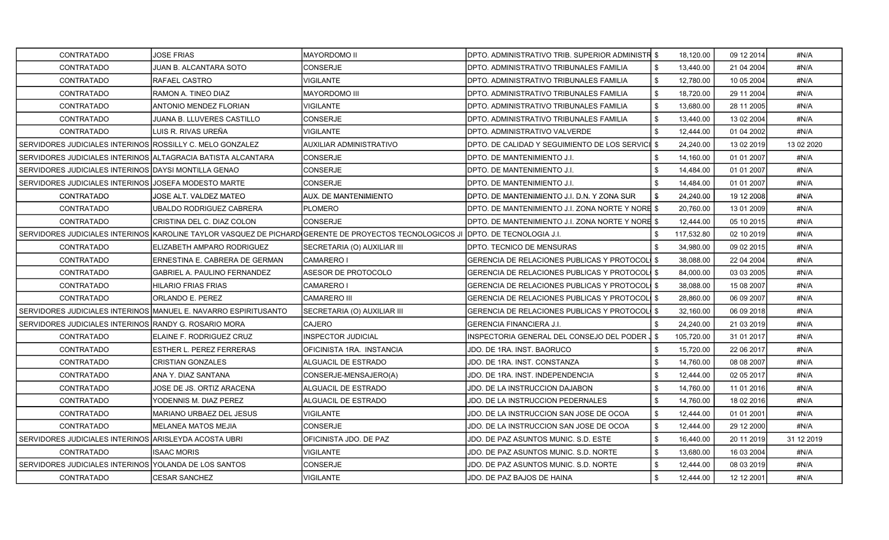| | | | | | | | |
|---|---|---|---|---|---|---|---|
| CONTRATADO | JOSE FRIAS | MAYORDOMO II | DPTO. ADMINISTRATIVO TRIB. SUPERIOR ADMINISTR | $ | 18,120.00 | 09 12 2014 | #N/A |
| CONTRATADO | JUAN B. ALCANTARA SOTO | CONSERJE | DPTO. ADMINISTRATIVO TRIBUNALES FAMILIA | $ | 13,440.00 | 21 04 2004 | #N/A |
| CONTRATADO | RAFAEL CASTRO | VIGILANTE | DPTO. ADMINISTRATIVO TRIBUNALES FAMILIA | $ | 12,780.00 | 10 05 2004 | #N/A |
| CONTRATADO | RAMON A. TINEO DIAZ | MAYORDOMO III | DPTO. ADMINISTRATIVO TRIBUNALES FAMILIA | $ | 18,720.00 | 29 11 2004 | #N/A |
| CONTRATADO | ANTONIO MENDEZ FLORIAN | VIGILANTE | DPTO. ADMINISTRATIVO TRIBUNALES FAMILIA | $ | 13,680.00 | 28 11 2005 | #N/A |
| CONTRATADO | JUANA B. LLUVERES CASTILLO | CONSERJE | DPTO. ADMINISTRATIVO TRIBUNALES FAMILIA | $ | 13,440.00 | 13 02 2004 | #N/A |
| CONTRATADO | LUIS R. RIVAS UREÑA | VIGILANTE | DPTO. ADMINISTRATIVO VALVERDE | $ | 12,444.00 | 01 04 2002 | #N/A |
| SERVIDORES JUDICIALES INTERINOS | ROSSILLY C. MELO GONZALEZ | AUXILIAR ADMINISTRATIVO | DPTO. DE CALIDAD Y SEGUIMIENTO DE LOS SERVICI | $ | 24,240.00 | 13 02 2019 | 13 02 2020 |
| SERVIDORES JUDICIALES INTERINOS | ALTAGRACIA BATISTA ALCANTARA | CONSERJE | DPTO. DE MANTENIMIENTO J.I. | $ | 14,160.00 | 01 01 2007 | #N/A |
| SERVIDORES JUDICIALES INTERINOS | DAYSI MONTILLA GENAO | CONSERJE | DPTO. DE MANTENIMIENTO J.I. | $ | 14,484.00 | 01 01 2007 | #N/A |
| SERVIDORES JUDICIALES INTERINOS | JOSEFA MODESTO MARTE | CONSERJE | DPTO. DE MANTENIMIENTO J.I. | $ | 14,484.00 | 01 01 2007 | #N/A |
| CONTRATADO | JOSE ALT. VALDEZ MATEO | AUX. DE MANTENIMIENTO | DPTO. DE MANTENIMIENTO J.I. D.N. Y ZONA SUR | $ | 24,240.00 | 19 12 2008 | #N/A |
| CONTRATADO | UBALDO RODRIGUEZ CABRERA | PLOMERO | DPTO. DE MANTENIMIENTO J.I. ZONA NORTE Y NORE | $ | 20,760.00 | 13 01 2009 | #N/A |
| CONTRATADO | CRISTINA DEL C. DIAZ COLON | CONSERJE | DPTO. DE MANTENIMIENTO J.I. ZONA NORTE Y NORE | $ | 12,444.00 | 05 10 2015 | #N/A |
| SERVIDORES JUDICIALES INTERINOS | KAROLINE TAYLOR VASQUEZ DE PICHARD | GERENTE DE PROYECTOS TECNOLOGICOS JI | DPTO. DE TECNOLOGIA J.I. | $ | 117,532.80 | 02 10 2019 | #N/A |
| CONTRATADO | ELIZABETH AMPARO RODRIGUEZ | SECRETARIA (O) AUXILIAR III | DPTO. TECNICO DE MENSURAS | $ | 34,980.00 | 09 02 2015 | #N/A |
| CONTRATADO | ERNESTINA E. CABRERA DE GERMAN | CAMARERO I | GERENCIA DE RELACIONES PUBLICAS Y PROTOCOL | $ | 38,088.00 | 22 04 2004 | #N/A |
| CONTRATADO | GABRIEL A. PAULINO FERNANDEZ | ASESOR DE PROTOCOLO | GERENCIA DE RELACIONES PUBLICAS Y PROTOCOL | $ | 84,000.00 | 03 03 2005 | #N/A |
| CONTRATADO | HILARIO FRIAS FRIAS | CAMARERO I | GERENCIA DE RELACIONES PUBLICAS Y PROTOCOL | $ | 38,088.00 | 15 08 2007 | #N/A |
| CONTRATADO | ORLANDO E. PEREZ | CAMARERO III | GERENCIA DE RELACIONES PUBLICAS Y PROTOCOL | $ | 28,860.00 | 06 09 2007 | #N/A |
| SERVIDORES JUDICIALES INTERINOS | MANUEL E. NAVARRO ESPIRITUSANTO | SECRETARIA (O) AUXILIAR III | GERENCIA DE RELACIONES PUBLICAS Y PROTOCOL | $ | 32,160.00 | 06 09 2018 | #N/A |
| SERVIDORES JUDICIALES INTERINOS | RANDY G. ROSARIO MORA | CAJERO | GERENCIA FINANCIERA J.I. | $ | 24,240.00 | 21 03 2019 | #N/A |
| CONTRATADO | ELAINE F. RODRIGUEZ CRUZ | INSPECTOR JUDICIAL | INSPECTORIA GENERAL DEL CONSEJO DEL PODER J | $ | 105,720.00 | 31 01 2017 | #N/A |
| CONTRATADO | ESTHER L. PEREZ FERRERAS | OFICINISTA 1RA. INSTANCIA | JDO. DE 1RA. INST. BAORUCO | $ | 15,720.00 | 22 06 2017 | #N/A |
| CONTRATADO | CRISTIAN GONZALES | ALGUACIL DE ESTRADO | JDO. DE 1RA. INST. CONSTANZA | $ | 14,760.00 | 08 08 2007 | #N/A |
| CONTRATADO | ANA Y. DIAZ SANTANA | CONSERJE-MENSAJERO(A) | JDO. DE 1RA. INST. INDEPENDENCIA | $ | 12,444.00 | 02 05 2017 | #N/A |
| CONTRATADO | JOSE DE JS. ORTIZ ARACENA | ALGUACIL DE ESTRADO | JDO. DE LA INSTRUCCION DAJABON | $ | 14,760.00 | 11 01 2016 | #N/A |
| CONTRATADO | YODENNIS M. DIAZ PEREZ | ALGUACIL DE ESTRADO | JDO. DE LA INSTRUCCION PEDERNALES | $ | 14,760.00 | 18 02 2016 | #N/A |
| CONTRATADO | MARIANO URBAEZ DEL JESUS | VIGILANTE | JDO. DE LA INSTRUCCION SAN JOSE DE OCOA | $ | 12,444.00 | 01 01 2001 | #N/A |
| CONTRATADO | MELANEA MATOS MEJIA | CONSERJE | JDO. DE LA INSTRUCCION SAN JOSE DE OCOA | $ | 12,444.00 | 29 12 2000 | #N/A |
| SERVIDORES JUDICIALES INTERINOS | ARISLEYDA ACOSTA UBRI | OFICINISTA JDO. DE PAZ | JDO. DE PAZ ASUNTOS MUNIC. S.D. ESTE | $ | 16,440.00 | 20 11 2019 | 31 12 2019 |
| CONTRATADO | ISAAC MORIS | VIGILANTE | JDO. DE PAZ ASUNTOS MUNIC. S.D. NORTE | $ | 13,680.00 | 16 03 2004 | #N/A |
| SERVIDORES JUDICIALES INTERINOS | YOLANDA DE LOS SANTOS | CONSERJE | JDO. DE PAZ ASUNTOS MUNIC. S.D. NORTE | $ | 12,444.00 | 08 03 2019 | #N/A |
| CONTRATADO | CESAR SANCHEZ | VIGILANTE | JDO. DE PAZ BAJOS DE HAINA | $ | 12,444.00 | 12 12 2001 | #N/A |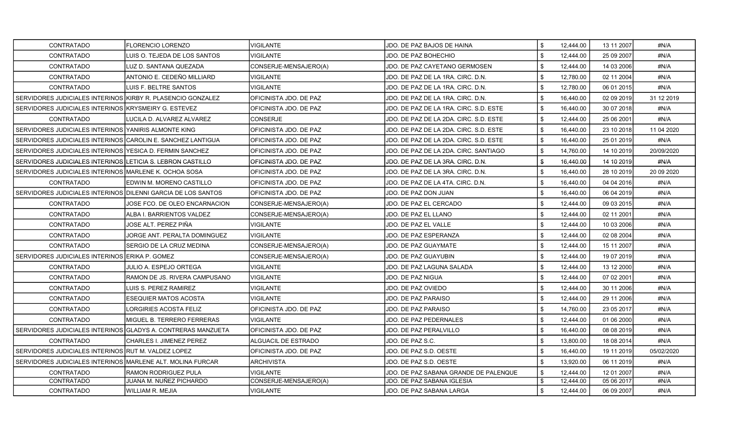| | | | | | | | |
|---|---|---|---|---|---|---|---|
| CONTRATADO | FLORENCIO LORENZO | VIGILANTE | JDO. DE PAZ BAJOS DE HAINA | $ | 12,444.00 | 13 11 2007 | #N/A |
| CONTRATADO | LUIS O. TEJEDA DE LOS SANTOS | VIGILANTE | JDO. DE PAZ BOHECHIO | $ | 12,444.00 | 25 09 2007 | #N/A |
| CONTRATADO | LUZ D. SANTANA QUEZADA | CONSERJE-MENSAJERO(A) | JDO. DE PAZ CAYETANO GERMOSEN | $ | 12,444.00 | 14 03 2006 | #N/A |
| CONTRATADO | ANTONIO E. CEDEÑO MILLIARD | VIGILANTE | JDO. DE PAZ DE LA 1RA. CIRC. D.N. | $ | 12,780.00 | 02 11 2004 | #N/A |
| CONTRATADO | LUIS F. BELTRE SANTOS | VIGILANTE | JDO. DE PAZ DE LA 1RA. CIRC. D.N. | $ | 12,780.00 | 06 01 2015 | #N/A |
| SERVIDORES JUDICIALES INTERINOS | KIRBY R. PLASENCIO GONZALEZ | OFICINISTA JDO. DE PAZ | JDO. DE PAZ DE LA 1RA. CIRC. D.N. | $ | 16,440.00 | 02 09 2019 | 31 12 2019 |
| SERVIDORES JUDICIALES INTERINOS | KRYSMEIRY G. ESTEVEZ | OFICINISTA JDO. DE PAZ | JDO. DE PAZ DE LA 1RA. CIRC. S.D. ESTE | $ | 16,440.00 | 30 07 2018 | #N/A |
| CONTRATADO | LUCILA D. ALVAREZ ALVAREZ | CONSERJE | JDO. DE PAZ DE LA 2DA. CIRC. S.D. ESTE | $ | 12,444.00 | 25 06 2001 | #N/A |
| SERVIDORES JUDICIALES INTERINOS | YANIRIS ALMONTE KING | OFICINISTA JDO. DE PAZ | JDO. DE PAZ DE LA 2DA. CIRC. S.D. ESTE | $ | 16,440.00 | 23 10 2018 | 11 04 2020 |
| SERVIDORES JUDICIALES INTERINOS | CAROLIN E. SANCHEZ LANTIGUA | OFICINISTA JDO. DE PAZ | JDO. DE PAZ DE LA 2DA. CIRC. S.D. ESTE | $ | 16,440.00 | 25 01 2019 | #N/A |
| SERVIDORES JUDICIALES INTERINOS | YESICA D. FERMIN SANCHEZ | OFICINISTA JDO. DE PAZ | JDO. DE PAZ DE LA 2DA. CIRC. SANTIAGO | $ | 14,760.00 | 14 10 2019 | 20/09/2020 |
| SERVIDORES JUDICIALES INTERINOS | LETICIA S. LEBRON CASTILLO | OFICINISTA JDO. DE PAZ | JDO. DE PAZ DE LA 3RA. CIRC. D.N. | $ | 16,440.00 | 14 10 2019 | #N/A |
| SERVIDORES JUDICIALES INTERINOS | MARLENE K. OCHOA SOSA | OFICINISTA JDO. DE PAZ | JDO. DE PAZ DE LA 3RA. CIRC. D.N. | $ | 16,440.00 | 28 10 2019 | 20 09 2020 |
| CONTRATADO | EDWIN M. MORENO CASTILLO | OFICINISTA JDO. DE PAZ | JDO. DE PAZ DE LA 4TA. CIRC. D.N. | $ | 16,440.00 | 04 04 2016 | #N/A |
| SERVIDORES JUDICIALES INTERINOS | DILENNI GARCIA DE LOS SANTOS | OFICINISTA JDO. DE PAZ | JDO. DE PAZ DON JUAN | $ | 16,440.00 | 06 04 2019 | #N/A |
| CONTRATADO | JOSE FCO. DE OLEO ENCARNACION | CONSERJE-MENSAJERO(A) | JDO. DE PAZ EL CERCADO | $ | 12,444.00 | 09 03 2015 | #N/A |
| CONTRATADO | ALBA I. BARRIENTOS VALDEZ | CONSERJE-MENSAJERO(A) | JDO. DE PAZ EL LLANO | $ | 12,444.00 | 02 11 2001 | #N/A |
| CONTRATADO | JOSE ALT. PEREZ PIÑA | VIGILANTE | JDO. DE PAZ EL VALLE | $ | 12,444.00 | 10 03 2006 | #N/A |
| CONTRATADO | JORGE ANT. PERALTA DOMINGUEZ | VIGILANTE | JDO. DE PAZ ESPERANZA | $ | 12,444.00 | 02 08 2004 | #N/A |
| CONTRATADO | SERGIO DE LA CRUZ MEDINA | CONSERJE-MENSAJERO(A) | JDO. DE PAZ GUAYMATE | $ | 12,444.00 | 15 11 2007 | #N/A |
| SERVIDORES JUDICIALES INTERINOS | ERIKA P. GOMEZ | CONSERJE-MENSAJERO(A) | JDO. DE PAZ GUAYUBIN | $ | 12,444.00 | 19 07 2019 | #N/A |
| CONTRATADO | JULIO A. ESPEJO ORTEGA | VIGILANTE | JDO. DE PAZ LAGUNA SALADA | $ | 12,444.00 | 13 12 2000 | #N/A |
| CONTRATADO | RAMON DE JS. RIVERA CAMPUSANO | VIGILANTE | JDO. DE PAZ NIGUA | $ | 12,444.00 | 07 02 2001 | #N/A |
| CONTRATADO | LUIS S. PEREZ RAMIREZ | VIGILANTE | JDO. DE PAZ OVIEDO | $ | 12,444.00 | 30 11 2006 | #N/A |
| CONTRATADO | ESEQUIER MATOS ACOSTA | VIGILANTE | JDO. DE PAZ PARAISO | $ | 12,444.00 | 29 11 2006 | #N/A |
| CONTRATADO | LORGIRIES ACOSTA FELIZ | OFICINISTA JDO. DE PAZ | JDO. DE PAZ PARAISO | $ | 14,760.00 | 23 05 2017 | #N/A |
| CONTRATADO | MIGUEL B. TERRERO FERRERAS | VIGILANTE | JDO. DE PAZ PEDERNALES | $ | 12,444.00 | 01 06 2000 | #N/A |
| SERVIDORES JUDICIALES INTERINOS | GLADYS A. CONTRERAS MANZUETA | OFICINISTA JDO. DE PAZ | JDO. DE PAZ PERALVILLO | $ | 16,440.00 | 08 08 2019 | #N/A |
| CONTRATADO | CHARLES I. JIMENEZ PEREZ | ALGUACIL DE ESTRADO | JDO. DE PAZ S.C. | $ | 13,800.00 | 18 08 2014 | #N/A |
| SERVIDORES JUDICIALES INTERINOS | RUT M. VALDEZ LOPEZ | OFICINISTA JDO. DE PAZ | JDO. DE PAZ S.D. OESTE | $ | 16,440.00 | 19 11 2019 | 05/02/2020 |
| SERVIDORES JUDICIALES INTERINOS | MARLENE ALT. MOLINA FURCAR | ARCHIVISTA | JDO. DE PAZ S.D. OESTE | $ | 13,920.00 | 06 11 2019 | #N/A |
| CONTRATADO | RAMON RODRIGUEZ PULA | VIGILANTE | JDO. DE PAZ SABANA GRANDE DE PALENQUE | $ | 12,444.00 | 12 01 2007 | #N/A |
| CONTRATADO | JUANA M. NUÑEZ PICHARDO | CONSERJE-MENSAJERO(A) | JDO. DE PAZ SABANA IGLESIA | $ | 12,444.00 | 05 06 2017 | #N/A |
| CONTRATADO | WILLIAM R. MEJIA | VIGILANTE | JDO. DE PAZ SABANA LARGA | $ | 12,444.00 | 06 09 2007 | #N/A |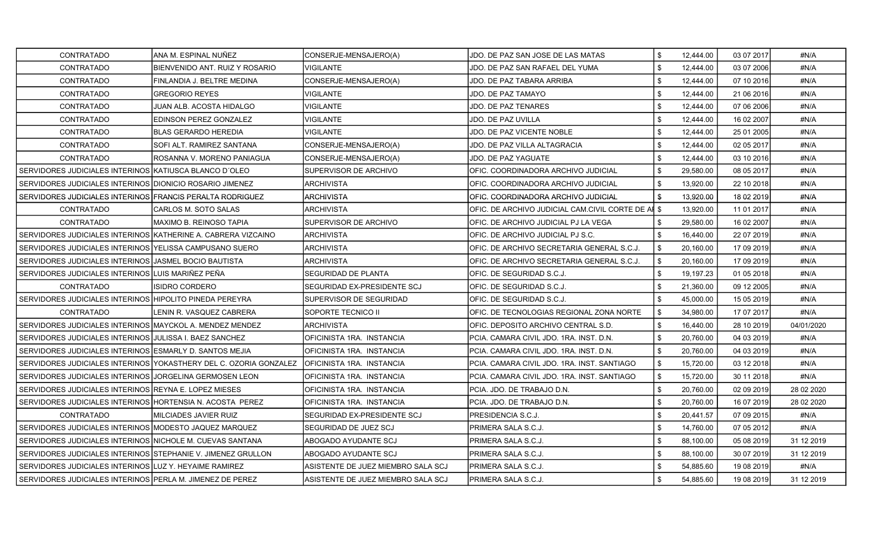| | | | | | | | |
|---|---|---|---|---|---|---|---|
| CONTRATADO | ANA M. ESPINAL NUÑEZ | CONSERJE-MENSAJERO(A) | JDO. DE PAZ SAN JOSE DE LAS MATAS | $ | 12,444.00 | 03 07 2017 | #N/A |
| CONTRATADO | BIENVENIDO ANT. RUIZ Y ROSARIO | VIGILANTE | JDO. DE PAZ SAN RAFAEL DEL YUMA | $ | 12,444.00 | 03 07 2006 | #N/A |
| CONTRATADO | FINLANDIA J. BELTRE MEDINA | CONSERJE-MENSAJERO(A) | JDO. DE PAZ TABARA ARRIBA | $ | 12,444.00 | 07 10 2016 | #N/A |
| CONTRATADO | GREGORIO REYES | VIGILANTE | JDO. DE PAZ TAMAYO | $ | 12,444.00 | 21 06 2016 | #N/A |
| CONTRATADO | JUAN ALB. ACOSTA HIDALGO | VIGILANTE | JDO. DE PAZ TENARES | $ | 12,444.00 | 07 06 2006 | #N/A |
| CONTRATADO | EDINSON PEREZ GONZALEZ | VIGILANTE | JDO. DE PAZ UVILLA | $ | 12,444.00 | 16 02 2007 | #N/A |
| CONTRATADO | BLAS GERARDO HEREDIA | VIGILANTE | JDO. DE PAZ VICENTE NOBLE | $ | 12,444.00 | 25 01 2005 | #N/A |
| CONTRATADO | SOFI ALT. RAMIREZ SANTANA | CONSERJE-MENSAJERO(A) | JDO. DE PAZ VILLA ALTAGRACIA | $ | 12,444.00 | 02 05 2017 | #N/A |
| CONTRATADO | ROSANNA V. MORENO PANIAGUA | CONSERJE-MENSAJERO(A) | JDO. DE PAZ YAGUATE | $ | 12,444.00 | 03 10 2016 | #N/A |
| SERVIDORES JUDICIALES INTERINOS | KATIUSCA BLANCO D´OLEO | SUPERVISOR DE ARCHIVO | OFIC. COORDINADORA ARCHIVO JUDICIAL | $ | 29,580.00 | 08 05 2017 | #N/A |
| SERVIDORES JUDICIALES INTERINOS | DIONICIO ROSARIO JIMENEZ | ARCHIVISTA | OFIC. COORDINADORA ARCHIVO JUDICIAL | $ | 13,920.00 | 22 10 2018 | #N/A |
| SERVIDORES JUDICIALES INTERINOS | FRANCIS PERALTA RODRIGUEZ | ARCHIVISTA | OFIC. COORDINADORA ARCHIVO JUDICIAL | $ | 13,920.00 | 18 02 2019 | #N/A |
| CONTRATADO | CARLOS M. SOTO SALAS | ARCHIVISTA | OFIC. DE ARCHIVO JUDICIAL CAM.CIVIL CORTE DE AI | $ | 13,920.00 | 11 01 2017 | #N/A |
| CONTRATADO | MAXIMO B. REINOSO TAPIA | SUPERVISOR DE ARCHIVO | OFIC. DE ARCHIVO JUDICIAL PJ LA VEGA | $ | 29,580.00 | 16 02 2007 | #N/A |
| SERVIDORES JUDICIALES INTERINOS | KATHERINE A. CABRERA VIZCAINO | ARCHIVISTA | OFIC. DE ARCHIVO JUDICIAL PJ S.C. | $ | 16,440.00 | 22 07 2019 | #N/A |
| SERVIDORES JUDICIALES INTERINOS | YELISSA CAMPUSANO SUERO | ARCHIVISTA | OFIC. DE ARCHIVO SECRETARIA GENERAL S.C.J. | $ | 20,160.00 | 17 09 2019 | #N/A |
| SERVIDORES JUDICIALES INTERINOS | JASMEL BOCIO BAUTISTA | ARCHIVISTA | OFIC. DE ARCHIVO SECRETARIA GENERAL S.C.J. | $ | 20,160.00 | 17 09 2019 | #N/A |
| SERVIDORES JUDICIALES INTERINOS | LUIS MARIÑEZ PEÑA | SEGURIDAD DE PLANTA | OFIC. DE SEGURIDAD S.C.J. | $ | 19,197.23 | 01 05 2018 | #N/A |
| CONTRATADO | ISIDRO CORDERO | SEGURIDAD EX-PRESIDENTE SCJ | OFIC. DE SEGURIDAD S.C.J. | $ | 21,360.00 | 09 12 2005 | #N/A |
| SERVIDORES JUDICIALES INTERINOS | HIPOLITO PINEDA PEREYRA | SUPERVISOR DE SEGURIDAD | OFIC. DE SEGURIDAD S.C.J. | $ | 45,000.00 | 15 05 2019 | #N/A |
| CONTRATADO | LENIN R. VASQUEZ CABRERA | SOPORTE TECNICO II | OFIC. DE TECNOLOGIAS REGIONAL ZONA NORTE | $ | 34,980.00 | 17 07 2017 | #N/A |
| SERVIDORES JUDICIALES INTERINOS | MAYCKOL A. MENDEZ MENDEZ | ARCHIVISTA | OFIC. DEPOSITO ARCHIVO CENTRAL S.D. | $ | 16,440.00 | 28 10 2019 | 04/01/2020 |
| SERVIDORES JUDICIALES INTERINOS | JULISSA I. BAEZ SANCHEZ | OFICINISTA 1RA. INSTANCIA | PCIA. CAMARA CIVIL JDO. 1RA. INST. D.N. | $ | 20,760.00 | 04 03 2019 | #N/A |
| SERVIDORES JUDICIALES INTERINOS | ESMARLY D. SANTOS MEJIA | OFICINISTA 1RA. INSTANCIA | PCIA. CAMARA CIVIL JDO. 1RA. INST. D.N. | $ | 20,760.00 | 04 03 2019 | #N/A |
| SERVIDORES JUDICIALES INTERINOS | YOKASTHERY DEL C. OZORIA GONZALEZ | OFICINISTA 1RA. INSTANCIA | PCIA. CAMARA CIVIL JDO. 1RA. INST. SANTIAGO | $ | 15,720.00 | 03 12 2018 | #N/A |
| SERVIDORES JUDICIALES INTERINOS | JORGELINA GERMOSEN LEON | OFICINISTA 1RA. INSTANCIA | PCIA. CAMARA CIVIL JDO. 1RA. INST. SANTIAGO | $ | 15,720.00 | 30 11 2018 | #N/A |
| SERVIDORES JUDICIALES INTERINOS | REYNA E. LOPEZ MIESES | OFICINISTA 1RA. INSTANCIA | PCIA. JDO. DE TRABAJO D.N. | $ | 20,760.00 | 02 09 2019 | 28 02 2020 |
| SERVIDORES JUDICIALES INTERINOS | HORTENSIA N. ACOSTA PEREZ | OFICINISTA 1RA. INSTANCIA | PCIA. JDO. DE TRABAJO D.N. | $ | 20,760.00 | 16 07 2019 | 28 02 2020 |
| CONTRATADO | MILCIADES JAVIER RUIZ | SEGURIDAD EX-PRESIDENTE SCJ | PRESIDENCIA S.C.J. | $ | 20,441.57 | 07 09 2015 | #N/A |
| SERVIDORES JUDICIALES INTERINOS | MODESTO JAQUEZ MARQUEZ | SEGURIDAD DE JUEZ SCJ | PRIMERA SALA S.C.J. | $ | 14,760.00 | 07 05 2012 | #N/A |
| SERVIDORES JUDICIALES INTERINOS | NICHOLE M. CUEVAS SANTANA | ABOGADO AYUDANTE SCJ | PRIMERA SALA S.C.J. | $ | 88,100.00 | 05 08 2019 | 31 12 2019 |
| SERVIDORES JUDICIALES INTERINOS | STEPHANIE V. JIMENEZ GRULLON | ABOGADO AYUDANTE SCJ | PRIMERA SALA S.C.J. | $ | 88,100.00 | 30 07 2019 | 31 12 2019 |
| SERVIDORES JUDICIALES INTERINOS | LUZ Y. HEYAIME RAMIREZ | ASISTENTE DE JUEZ MIEMBRO SALA SCJ | PRIMERA SALA S.C.J. | $ | 54,885.60 | 19 08 2019 | #N/A |
| SERVIDORES JUDICIALES INTERINOS | PERLA M. JIMENEZ DE PEREZ | ASISTENTE DE JUEZ MIEMBRO SALA SCJ | PRIMERA SALA S.C.J. | $ | 54,885.60 | 19 08 2019 | 31 12 2019 |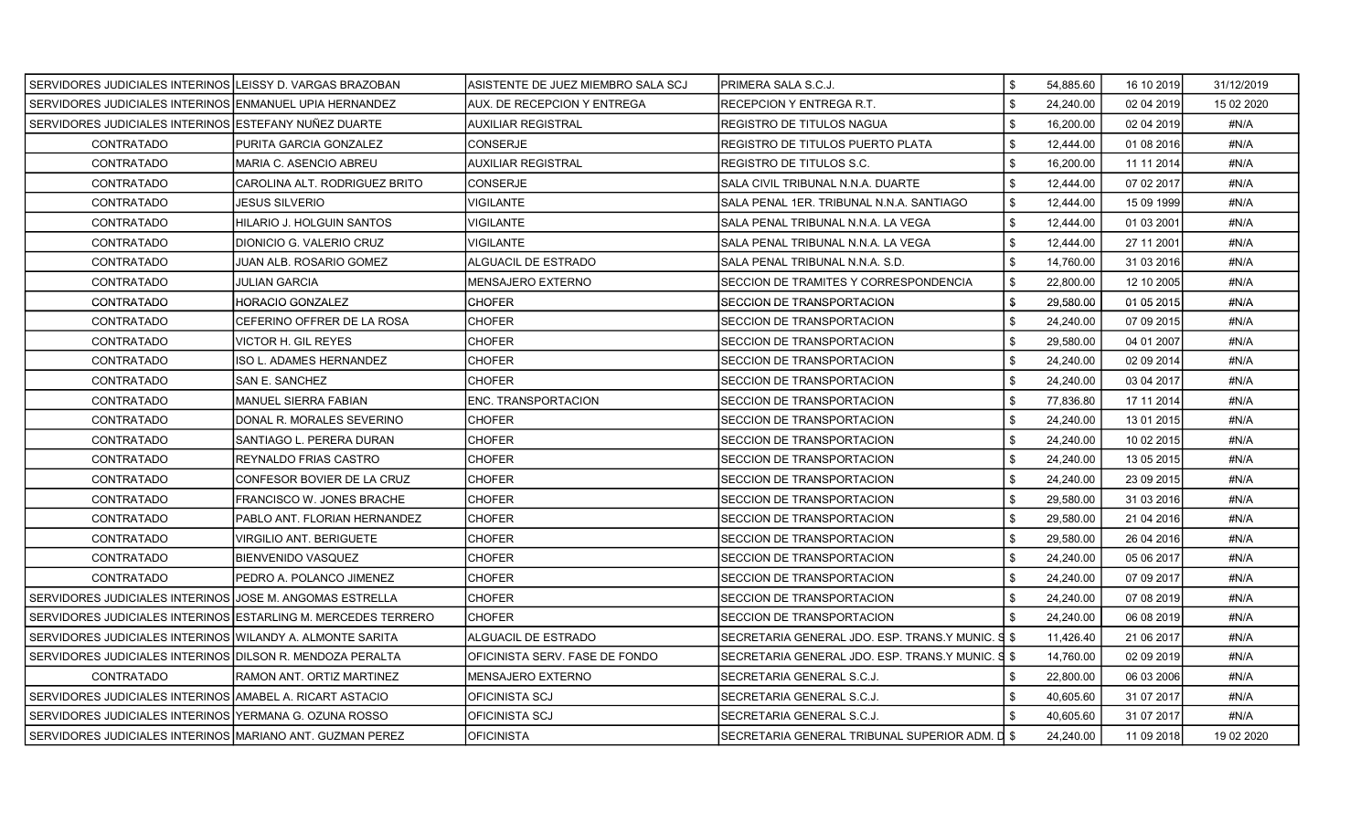| | | | | | | | |
|---|---|---|---|---|---|---|---|
| SERVIDORES JUDICIALES INTERINOS | LEISSY D. VARGAS BRAZOBAN | ASISTENTE DE JUEZ MIEMBRO SALA SCJ | PRIMERA SALA S.C.J. | $ | 54,885.60 | 16 10 2019 | 31/12/2019 |
| SERVIDORES JUDICIALES INTERINOS | ENMANUEL UPIA HERNANDEZ | AUX. DE RECEPCION Y ENTREGA | RECEPCION Y ENTREGA R.T. | $ | 24,240.00 | 02 04 2019 | 15 02 2020 |
| SERVIDORES JUDICIALES INTERINOS | ESTEFANY NUÑEZ DUARTE | AUXILIAR REGISTRAL | REGISTRO DE TITULOS NAGUA | $ | 16,200.00 | 02 04 2019 | #N/A |
| CONTRATADO | PURITA GARCIA GONZALEZ | CONSERJE | REGISTRO DE TITULOS PUERTO PLATA | $ | 12,444.00 | 01 08 2016 | #N/A |
| CONTRATADO | MARIA C. ASENCIO ABREU | AUXILIAR REGISTRAL | REGISTRO DE TITULOS S.C. | $ | 16,200.00 | 11 11 2014 | #N/A |
| CONTRATADO | CAROLINA ALT. RODRIGUEZ BRITO | CONSERJE | SALA CIVIL TRIBUNAL N.N.A. DUARTE | $ | 12,444.00 | 07 02 2017 | #N/A |
| CONTRATADO | JESUS SILVERIO | VIGILANTE | SALA PENAL 1ER. TRIBUNAL N.N.A. SANTIAGO | $ | 12,444.00 | 15 09 1999 | #N/A |
| CONTRATADO | HILARIO J. HOLGUIN SANTOS | VIGILANTE | SALA PENAL TRIBUNAL N.N.A. LA VEGA | $ | 12,444.00 | 01 03 2001 | #N/A |
| CONTRATADO | DIONICIO G. VALERIO CRUZ | VIGILANTE | SALA PENAL TRIBUNAL N.N.A. LA VEGA | $ | 12,444.00 | 27 11 2001 | #N/A |
| CONTRATADO | JUAN ALB. ROSARIO GOMEZ | ALGUACIL DE ESTRADO | SALA PENAL TRIBUNAL N.N.A. S.D. | $ | 14,760.00 | 31 03 2016 | #N/A |
| CONTRATADO | JULIAN GARCIA | MENSAJERO EXTERNO | SECCION DE TRAMITES Y CORRESPONDENCIA | $ | 22,800.00 | 12 10 2005 | #N/A |
| CONTRATADO | HORACIO GONZALEZ | CHOFER | SECCION DE TRANSPORTACION | $ | 29,580.00 | 01 05 2015 | #N/A |
| CONTRATADO | CEFERINO OFFRER DE LA ROSA | CHOFER | SECCION DE TRANSPORTACION | $ | 24,240.00 | 07 09 2015 | #N/A |
| CONTRATADO | VICTOR H. GIL REYES | CHOFER | SECCION DE TRANSPORTACION | $ | 29,580.00 | 04 01 2007 | #N/A |
| CONTRATADO | ISO L. ADAMES HERNANDEZ | CHOFER | SECCION DE TRANSPORTACION | $ | 24,240.00 | 02 09 2014 | #N/A |
| CONTRATADO | SAN E. SANCHEZ | CHOFER | SECCION DE TRANSPORTACION | $ | 24,240.00 | 03 04 2017 | #N/A |
| CONTRATADO | MANUEL SIERRA FABIAN | ENC. TRANSPORTACION | SECCION DE TRANSPORTACION | $ | 77,836.80 | 17 11 2014 | #N/A |
| CONTRATADO | DONAL R. MORALES SEVERINO | CHOFER | SECCION DE TRANSPORTACION | $ | 24,240.00 | 13 01 2015 | #N/A |
| CONTRATADO | SANTIAGO L. PERERA DURAN | CHOFER | SECCION DE TRANSPORTACION | $ | 24,240.00 | 10 02 2015 | #N/A |
| CONTRATADO | REYNALDO FRIAS CASTRO | CHOFER | SECCION DE TRANSPORTACION | $ | 24,240.00 | 13 05 2015 | #N/A |
| CONTRATADO | CONFESOR BOVIER DE LA CRUZ | CHOFER | SECCION DE TRANSPORTACION | $ | 24,240.00 | 23 09 2015 | #N/A |
| CONTRATADO | FRANCISCO W. JONES BRACHE | CHOFER | SECCION DE TRANSPORTACION | $ | 29,580.00 | 31 03 2016 | #N/A |
| CONTRATADO | PABLO ANT. FLORIAN HERNANDEZ | CHOFER | SECCION DE TRANSPORTACION | $ | 29,580.00 | 21 04 2016 | #N/A |
| CONTRATADO | VIRGILIO ANT. BERIGUETE | CHOFER | SECCION DE TRANSPORTACION | $ | 29,580.00 | 26 04 2016 | #N/A |
| CONTRATADO | BIENVENIDO VASQUEZ | CHOFER | SECCION DE TRANSPORTACION | $ | 24,240.00 | 05 06 2017 | #N/A |
| CONTRATADO | PEDRO A. POLANCO JIMENEZ | CHOFER | SECCION DE TRANSPORTACION | $ | 24,240.00 | 07 09 2017 | #N/A |
| SERVIDORES JUDICIALES INTERINOS | JOSE M. ANGOMAS ESTRELLA | CHOFER | SECCION DE TRANSPORTACION | $ | 24,240.00 | 07 08 2019 | #N/A |
| SERVIDORES JUDICIALES INTERINOS | ESTARLING M. MERCEDES TERRERO | CHOFER | SECCION DE TRANSPORTACION | $ | 24,240.00 | 06 08 2019 | #N/A |
| SERVIDORES JUDICIALES INTERINOS | WILANDY A. ALMONTE SARITA | ALGUACIL DE ESTRADO | SECRETARIA GENERAL JDO. ESP. TRANS.Y MUNIC. S | $ | 11,426.40 | 21 06 2017 | #N/A |
| SERVIDORES JUDICIALES INTERINOS | DILSON R. MENDOZA PERALTA | OFICINISTA SERV. FASE DE FONDO | SECRETARIA GENERAL JDO. ESP. TRANS.Y MUNIC. S | $ | 14,760.00 | 02 09 2019 | #N/A |
| CONTRATADO | RAMON ANT. ORTIZ MARTINEZ | MENSAJERO EXTERNO | SECRETARIA GENERAL S.C.J. | $ | 22,800.00 | 06 03 2006 | #N/A |
| SERVIDORES JUDICIALES INTERINOS | AMABEL A. RICART ASTACIO | OFICINISTA SCJ | SECRETARIA GENERAL S.C.J. | $ | 40,605.60 | 31 07 2017 | #N/A |
| SERVIDORES JUDICIALES INTERINOS | YERMANA G. OZUNA ROSSO | OFICINISTA SCJ | SECRETARIA GENERAL S.C.J. | $ | 40,605.60 | 31 07 2017 | #N/A |
| SERVIDORES JUDICIALES INTERINOS | MARIANO ANT. GUZMAN PEREZ | OFICINISTA | SECRETARIA GENERAL TRIBUNAL SUPERIOR ADM. D | $ | 24,240.00 | 11 09 2018 | 19 02 2020 |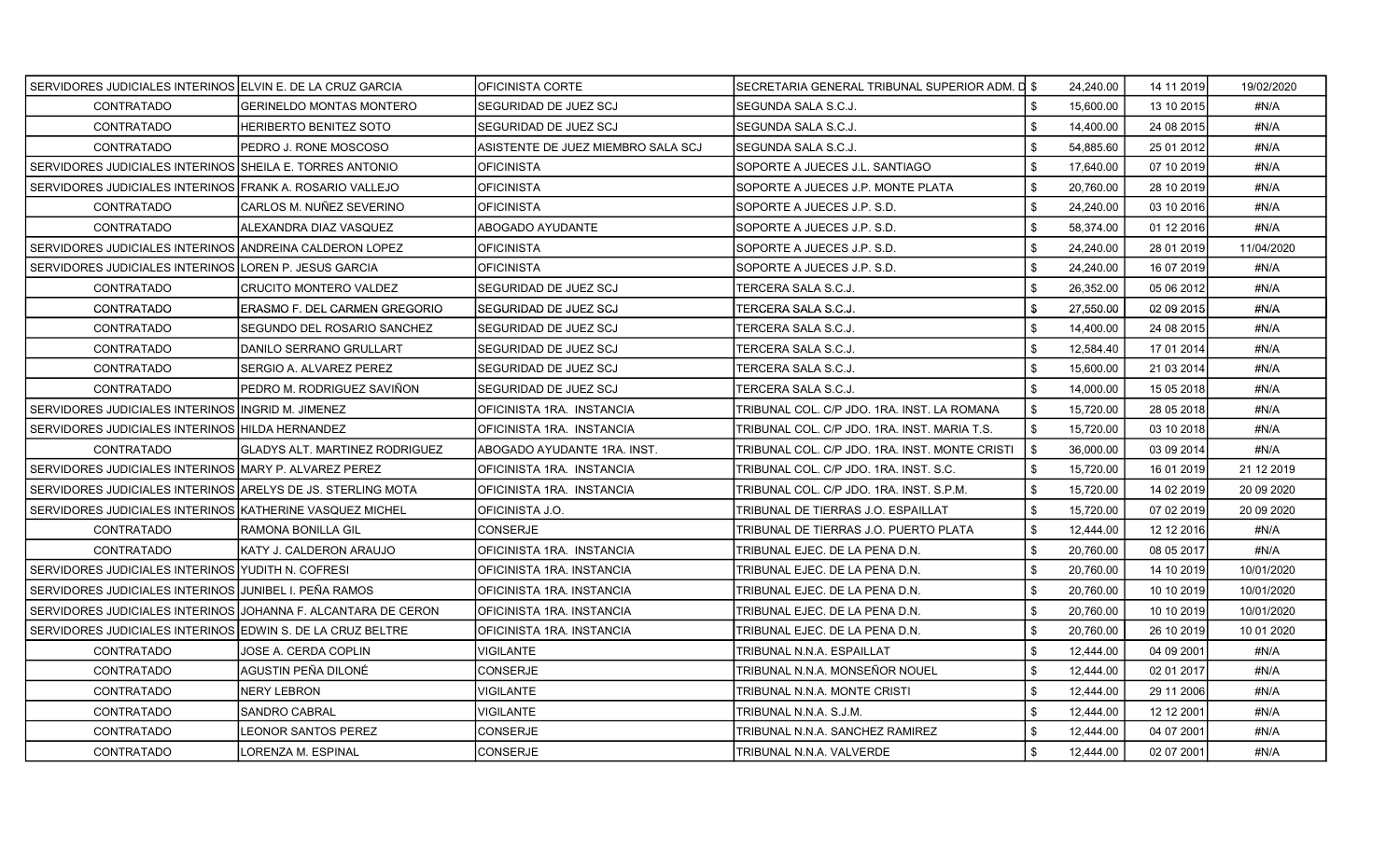| | | | | | | |
|---|---|---|---|---|---|---|
| SERVIDORES JUDICIALES INTERINOS | ELVIN E. DE LA CRUZ GARCIA | OFICINISTA CORTE | SECRETARIA GENERAL TRIBUNAL SUPERIOR ADM. D | $ 24,240.00 | 14 11 2019 | 19/02/2020 |
| CONTRATADO | GERINELDO MONTAS MONTERO | SEGURIDAD DE JUEZ SCJ | SEGUNDA SALA S.C.J. | $ 15,600.00 | 13 10 2015 | #N/A |
| CONTRATADO | HERIBERTO BENITEZ SOTO | SEGURIDAD DE JUEZ SCJ | SEGUNDA SALA S.C.J. | $ 14,400.00 | 24 08 2015 | #N/A |
| CONTRATADO | PEDRO J. RONE MOSCOSO | ASISTENTE DE JUEZ MIEMBRO SALA SCJ | SEGUNDA SALA S.C.J. | $ 54,885.60 | 25 01 2012 | #N/A |
| SERVIDORES JUDICIALES INTERINOS | SHEILA E. TORRES ANTONIO | OFICINISTA | SOPORTE A JUECES J.L. SANTIAGO | $ 17,640.00 | 07 10 2019 | #N/A |
| SERVIDORES JUDICIALES INTERINOS | FRANK A. ROSARIO VALLEJO | OFICINISTA | SOPORTE A JUECES J.P. MONTE PLATA | $ 20,760.00 | 28 10 2019 | #N/A |
| CONTRATADO | CARLOS M. NUÑEZ SEVERINO | OFICINISTA | SOPORTE A JUECES J.P. S.D. | $ 24,240.00 | 03 10 2016 | #N/A |
| CONTRATADO | ALEXANDRA DIAZ VASQUEZ | ABOGADO AYUDANTE | SOPORTE A JUECES J.P. S.D. | $ 58,374.00 | 01 12 2016 | #N/A |
| SERVIDORES JUDICIALES INTERINOS | ANDREINA CALDERON LOPEZ | OFICINISTA | SOPORTE A JUECES J.P. S.D. | $ 24,240.00 | 28 01 2019 | 11/04/2020 |
| SERVIDORES JUDICIALES INTERINOS | LOREN P. JESUS GARCIA | OFICINISTA | SOPORTE A JUECES J.P. S.D. | $ 24,240.00 | 16 07 2019 | #N/A |
| CONTRATADO | CRUCITO MONTERO VALDEZ | SEGURIDAD DE JUEZ SCJ | TERCERA SALA S.C.J. | $ 26,352.00 | 05 06 2012 | #N/A |
| CONTRATADO | ERASMO F. DEL CARMEN GREGORIO | SEGURIDAD DE JUEZ SCJ | TERCERA SALA S.C.J. | $ 27,550.00 | 02 09 2015 | #N/A |
| CONTRATADO | SEGUNDO DEL ROSARIO SANCHEZ | SEGURIDAD DE JUEZ SCJ | TERCERA SALA S.C.J. | $ 14,400.00 | 24 08 2015 | #N/A |
| CONTRATADO | DANILO SERRANO GRULLART | SEGURIDAD DE JUEZ SCJ | TERCERA SALA S.C.J. | $ 12,584.40 | 17 01 2014 | #N/A |
| CONTRATADO | SERGIO A. ALVAREZ PEREZ | SEGURIDAD DE JUEZ SCJ | TERCERA SALA S.C.J. | $ 15,600.00 | 21 03 2014 | #N/A |
| CONTRATADO | PEDRO M. RODRIGUEZ SAVIÑON | SEGURIDAD DE JUEZ SCJ | TERCERA SALA S.C.J. | $ 14,000.00 | 15 05 2018 | #N/A |
| SERVIDORES JUDICIALES INTERINOS | INGRID M. JIMENEZ | OFICINISTA 1RA. INSTANCIA | TRIBUNAL COL. C/P JDO. 1RA. INST. LA ROMANA | $ 15,720.00 | 28 05 2018 | #N/A |
| SERVIDORES JUDICIALES INTERINOS | HILDA HERNANDEZ | OFICINISTA 1RA. INSTANCIA | TRIBUNAL COL. C/P JDO. 1RA. INST. MARIA T.S. | $ 15,720.00 | 03 10 2018 | #N/A |
| CONTRATADO | GLADYS ALT. MARTINEZ RODRIGUEZ | ABOGADO AYUDANTE 1RA. INST. | TRIBUNAL COL. C/P JDO. 1RA. INST. MONTE CRISTI | $ 36,000.00 | 03 09 2014 | #N/A |
| SERVIDORES JUDICIALES INTERINOS | MARY P. ALVAREZ PEREZ | OFICINISTA 1RA. INSTANCIA | TRIBUNAL COL. C/P JDO. 1RA. INST. S.C. | $ 15,720.00 | 16 01 2019 | 21 12 2019 |
| SERVIDORES JUDICIALES INTERINOS | ARELYS DE JS. STERLING MOTA | OFICINISTA 1RA. INSTANCIA | TRIBUNAL COL. C/P JDO. 1RA. INST. S.P.M. | $ 15,720.00 | 14 02 2019 | 20 09 2020 |
| SERVIDORES JUDICIALES INTERINOS | KATHERINE VASQUEZ MICHEL | OFICINISTA J.O. | TRIBUNAL DE TIERRAS J.O. ESPAILLAT | $ 15,720.00 | 07 02 2019 | 20 09 2020 |
| CONTRATADO | RAMONA BONILLA GIL | CONSERJE | TRIBUNAL DE TIERRAS J.O. PUERTO PLATA | $ 12,444.00 | 12 12 2016 | #N/A |
| CONTRATADO | KATY J. CALDERON ARAUJO | OFICINISTA 1RA. INSTANCIA | TRIBUNAL EJEC. DE LA PENA D.N. | $ 20,760.00 | 08 05 2017 | #N/A |
| SERVIDORES JUDICIALES INTERINOS | YUDITH N. COFRESI | OFICINISTA 1RA. INSTANCIA | TRIBUNAL EJEC. DE LA PENA D.N. | $ 20,760.00 | 14 10 2019 | 10/01/2020 |
| SERVIDORES JUDICIALES INTERINOS | JUNIBEL I. PEÑA RAMOS | OFICINISTA 1RA. INSTANCIA | TRIBUNAL EJEC. DE LA PENA D.N. | $ 20,760.00 | 10 10 2019 | 10/01/2020 |
| SERVIDORES JUDICIALES INTERINOS | JOHANNA F. ALCANTARA DE CERON | OFICINISTA 1RA. INSTANCIA | TRIBUNAL EJEC. DE LA PENA D.N. | $ 20,760.00 | 10 10 2019 | 10/01/2020 |
| SERVIDORES JUDICIALES INTERINOS | EDWIN S. DE LA CRUZ BELTRE | OFICINISTA 1RA. INSTANCIA | TRIBUNAL EJEC. DE LA PENA D.N. | $ 20,760.00 | 26 10 2019 | 10 01 2020 |
| CONTRATADO | JOSE A. CERDA COPLIN | VIGILANTE | TRIBUNAL N.N.A. ESPAILLAT | $ 12,444.00 | 04 09 2001 | #N/A |
| CONTRATADO | AGUSTIN PEÑA DILONÉ | CONSERJE | TRIBUNAL N.N.A. MONSEÑOR NOUEL | $ 12,444.00 | 02 01 2017 | #N/A |
| CONTRATADO | NERY LEBRON | VIGILANTE | TRIBUNAL N.N.A. MONTE CRISTI | $ 12,444.00 | 29 11 2006 | #N/A |
| CONTRATADO | SANDRO CABRAL | VIGILANTE | TRIBUNAL N.N.A. S.J.M. | $ 12,444.00 | 12 12 2001 | #N/A |
| CONTRATADO | LEONOR SANTOS PEREZ | CONSERJE | TRIBUNAL N.N.A. SANCHEZ RAMIREZ | $ 12,444.00 | 04 07 2001 | #N/A |
| CONTRATADO | LORENZA M. ESPINAL | CONSERJE | TRIBUNAL N.N.A. VALVERDE | $ 12,444.00 | 02 07 2001 | #N/A |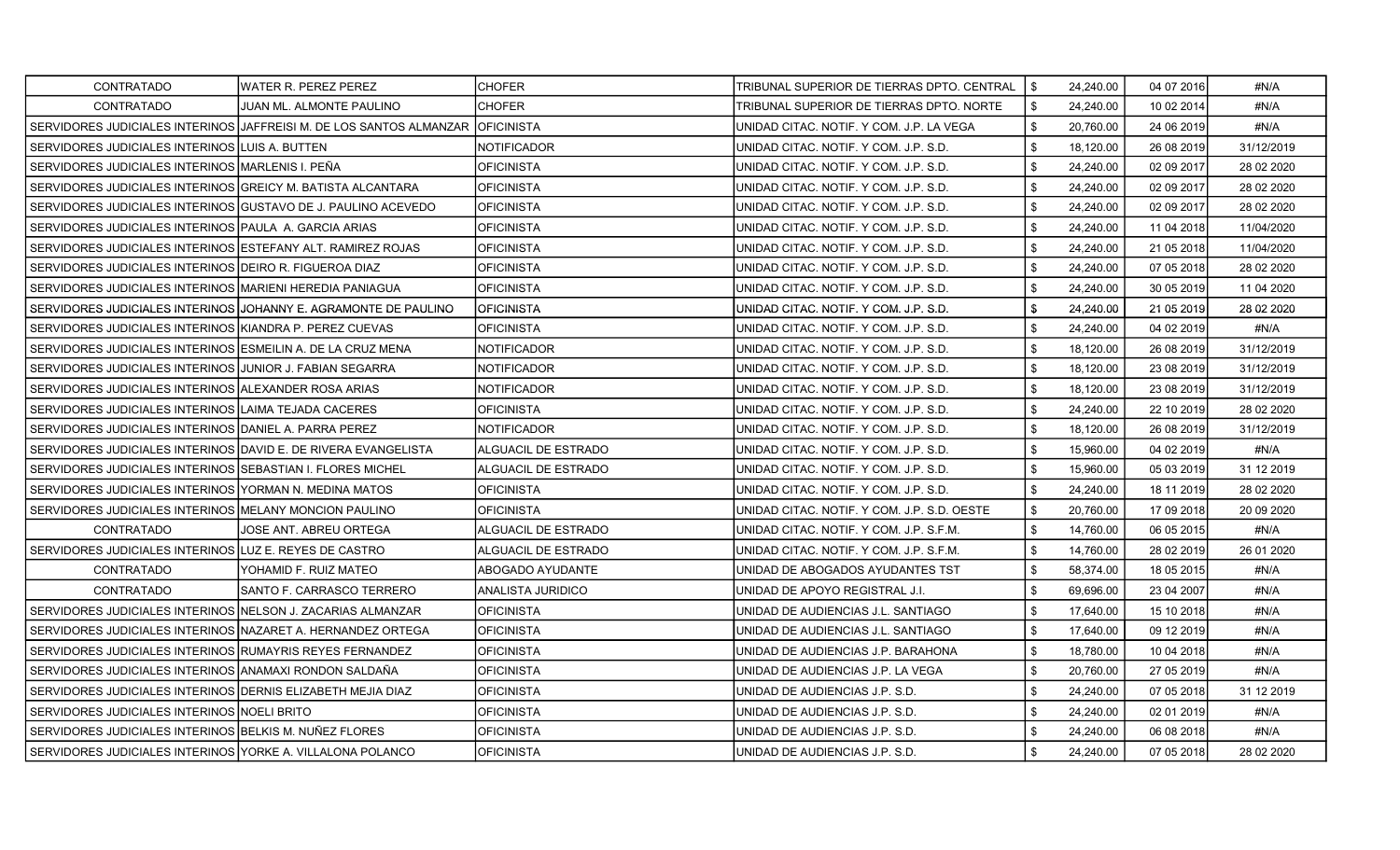| CONTRATADO | WATER R. PEREZ PEREZ | CHOFER | TRIBUNAL SUPERIOR DE TIERRAS DPTO. CENTRAL | $ | 24,240.00 | 04 07 2016 | #N/A |
|---|---|---|---|---|---|---|---|
| CONTRATADO | JUAN ML. ALMONTE PAULINO | CHOFER | TRIBUNAL SUPERIOR DE TIERRAS DPTO. NORTE | $ | 24,240.00 | 10 02 2014 | #N/A |
| SERVIDORES JUDICIALES INTERINOS | JAFFREISI M. DE LOS SANTOS ALMANZAR | OFICINISTA | UNIDAD CITAC. NOTIF. Y COM. J.P. LA VEGA | $ | 20,760.00 | 24 06 2019 | #N/A |
| SERVIDORES JUDICIALES INTERINOS | LUIS A. BUTTEN | NOTIFICADOR | UNIDAD CITAC. NOTIF. Y COM. J.P. S.D. | $ | 18,120.00 | 26 08 2019 | 31/12/2019 |
| SERVIDORES JUDICIALES INTERINOS | MARLENIS I. PEÑA | OFICINISTA | UNIDAD CITAC. NOTIF. Y COM. J.P. S.D. | $ | 24,240.00 | 02 09 2017 | 28 02 2020 |
| SERVIDORES JUDICIALES INTERINOS | GREICY M. BATISTA ALCANTARA | OFICINISTA | UNIDAD CITAC. NOTIF. Y COM. J.P. S.D. | $ | 24,240.00 | 02 09 2017 | 28 02 2020 |
| SERVIDORES JUDICIALES INTERINOS | GUSTAVO DE J. PAULINO ACEVEDO | OFICINISTA | UNIDAD CITAC. NOTIF. Y COM. J.P. S.D. | $ | 24,240.00 | 02 09 2017 | 28 02 2020 |
| SERVIDORES JUDICIALES INTERINOS | PAULA A. GARCIA ARIAS | OFICINISTA | UNIDAD CITAC. NOTIF. Y COM. J.P. S.D. | $ | 24,240.00 | 11 04 2018 | 11/04/2020 |
| SERVIDORES JUDICIALES INTERINOS | ESTEFANY ALT. RAMIREZ ROJAS | OFICINISTA | UNIDAD CITAC. NOTIF. Y COM. J.P. S.D. | $ | 24,240.00 | 21 05 2018 | 11/04/2020 |
| SERVIDORES JUDICIALES INTERINOS | DEIRO R. FIGUEROA DIAZ | OFICINISTA | UNIDAD CITAC. NOTIF. Y COM. J.P. S.D. | $ | 24,240.00 | 07 05 2018 | 28 02 2020 |
| SERVIDORES JUDICIALES INTERINOS | MARIENI HEREDIA PANIAGUA | OFICINISTA | UNIDAD CITAC. NOTIF. Y COM. J.P. S.D. | $ | 24,240.00 | 30 05 2019 | 11 04 2020 |
| SERVIDORES JUDICIALES INTERINOS | JOHANNY E. AGRAMONTE DE PAULINO | OFICINISTA | UNIDAD CITAC. NOTIF. Y COM. J.P. S.D. | $ | 24,240.00 | 21 05 2018 | 28 02 2020 |
| SERVIDORES JUDICIALES INTERINOS | KIANDRA P. PEREZ CUEVAS | OFICINISTA | UNIDAD CITAC. NOTIF. Y COM. J.P. S.D. | $ | 24,240.00 | 04 02 2019 | #N/A |
| SERVIDORES JUDICIALES INTERINOS | ESMEILIN A. DE LA CRUZ MENA | NOTIFICADOR | UNIDAD CITAC. NOTIF. Y COM. J.P. S.D. | $ | 18,120.00 | 26 08 2019 | 31/12/2019 |
| SERVIDORES JUDICIALES INTERINOS | JUNIOR J. FABIAN SEGARRA | NOTIFICADOR | UNIDAD CITAC. NOTIF. Y COM. J.P. S.D. | $ | 18,120.00 | 23 08 2019 | 31/12/2019 |
| SERVIDORES JUDICIALES INTERINOS | ALEXANDER ROSA ARIAS | NOTIFICADOR | UNIDAD CITAC. NOTIF. Y COM. J.P. S.D. | $ | 18,120.00 | 23 08 2019 | 31/12/2019 |
| SERVIDORES JUDICIALES INTERINOS | LAIMA TEJADA CACERES | OFICINISTA | UNIDAD CITAC. NOTIF. Y COM. J.P. S.D. | $ | 24,240.00 | 22 10 2019 | 28 02 2020 |
| SERVIDORES JUDICIALES INTERINOS | DANIEL A. PARRA PEREZ | NOTIFICADOR | UNIDAD CITAC. NOTIF. Y COM. J.P. S.D. | $ | 18,120.00 | 26 08 2019 | 31/12/2019 |
| SERVIDORES JUDICIALES INTERINOS | DAVID E. DE RIVERA EVANGELISTA | ALGUACIL DE ESTRADO | UNIDAD CITAC. NOTIF. Y COM. J.P. S.D. | $ | 15,960.00 | 04 02 2019 | #N/A |
| SERVIDORES JUDICIALES INTERINOS | SEBASTIAN I. FLORES MICHEL | ALGUACIL DE ESTRADO | UNIDAD CITAC. NOTIF. Y COM. J.P. S.D. | $ | 15,960.00 | 05 03 2019 | 31 12 2019 |
| SERVIDORES JUDICIALES INTERINOS | YORMAN N. MEDINA MATOS | OFICINISTA | UNIDAD CITAC. NOTIF. Y COM. J.P. S.D. | $ | 24,240.00 | 18 11 2019 | 28 02 2020 |
| SERVIDORES JUDICIALES INTERINOS | MELANY MONCION PAULINO | OFICINISTA | UNIDAD CITAC. NOTIF. Y COM. J.P. S.D. OESTE | $ | 20,760.00 | 17 09 2018 | 20 09 2020 |
| CONTRATADO | JOSE ANT. ABREU ORTEGA | ALGUACIL DE ESTRADO | UNIDAD CITAC. NOTIF. Y COM. J.P. S.F.M. | $ | 14,760.00 | 06 05 2015 | #N/A |
| SERVIDORES JUDICIALES INTERINOS | LUZ E. REYES DE CASTRO | ALGUACIL DE ESTRADO | UNIDAD CITAC. NOTIF. Y COM. J.P. S.F.M. | $ | 14,760.00 | 28 02 2019 | 26 01 2020 |
| CONTRATADO | YOHAMID F. RUIZ MATEO | ABOGADO AYUDANTE | UNIDAD DE ABOGADOS AYUDANTES TST | $ | 58,374.00 | 18 05 2015 | #N/A |
| CONTRATADO | SANTO F. CARRASCO TERRERO | ANALISTA JURIDICO | UNIDAD DE APOYO REGISTRAL J.I. | $ | 69,696.00 | 23 04 2007 | #N/A |
| SERVIDORES JUDICIALES INTERINOS | NELSON J. ZACARIAS ALMANZAR | OFICINISTA | UNIDAD DE AUDIENCIAS J.L. SANTIAGO | $ | 17,640.00 | 15 10 2018 | #N/A |
| SERVIDORES JUDICIALES INTERINOS | NAZARET A. HERNANDEZ ORTEGA | OFICINISTA | UNIDAD DE AUDIENCIAS J.L. SANTIAGO | $ | 17,640.00 | 09 12 2019 | #N/A |
| SERVIDORES JUDICIALES INTERINOS | RUMAYRIS REYES FERNANDEZ | OFICINISTA | UNIDAD DE AUDIENCIAS J.P. BARAHONA | $ | 18,780.00 | 10 04 2018 | #N/A |
| SERVIDORES JUDICIALES INTERINOS | ANAMAXI RONDON SALDAÑA | OFICINISTA | UNIDAD DE AUDIENCIAS J.P. LA VEGA | $ | 20,760.00 | 27 05 2019 | #N/A |
| SERVIDORES JUDICIALES INTERINOS | DERNIS ELIZABETH MEJIA DIAZ | OFICINISTA | UNIDAD DE AUDIENCIAS J.P. S.D. | $ | 24,240.00 | 07 05 2018 | 31 12 2019 |
| SERVIDORES JUDICIALES INTERINOS | NOELI BRITO | OFICINISTA | UNIDAD DE AUDIENCIAS J.P. S.D. | $ | 24,240.00 | 02 01 2019 | #N/A |
| SERVIDORES JUDICIALES INTERINOS | BELKIS M. NUÑEZ FLORES | OFICINISTA | UNIDAD DE AUDIENCIAS J.P. S.D. | $ | 24,240.00 | 06 08 2018 | #N/A |
| SERVIDORES JUDICIALES INTERINOS | YORKE A. VILLALONA POLANCO | OFICINISTA | UNIDAD DE AUDIENCIAS J.P. S.D. | $ | 24,240.00 | 07 05 2018 | 28 02 2020 |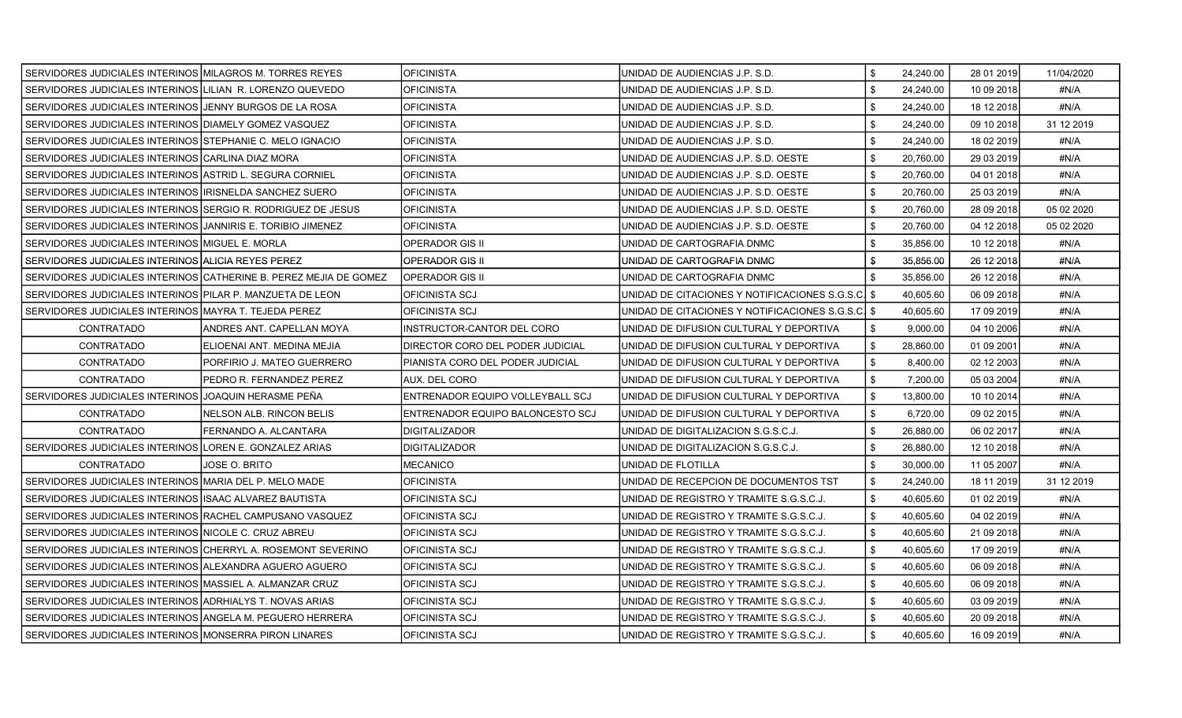| | | | | | | | |
|---|---|---|---|---|---|---|---|
| SERVIDORES JUDICIALES INTERINOS | MILAGROS M. TORRES REYES | OFICINISTA | UNIDAD DE AUDIENCIAS J.P. S.D. | $ | 24,240.00 | 28 01 2019 | 11/04/2020 |
| SERVIDORES JUDICIALES INTERINOS | LILIAN R. LORENZO QUEVEDO | OFICINISTA | UNIDAD DE AUDIENCIAS J.P. S.D. | $ | 24,240.00 | 10 09 2018 | #N/A |
| SERVIDORES JUDICIALES INTERINOS | JENNY BURGOS DE LA ROSA | OFICINISTA | UNIDAD DE AUDIENCIAS J.P. S.D. | $ | 24,240.00 | 18 12 2018 | #N/A |
| SERVIDORES JUDICIALES INTERINOS | DIAMELY GOMEZ VASQUEZ | OFICINISTA | UNIDAD DE AUDIENCIAS J.P. S.D. | $ | 24,240.00 | 09 10 2018 | 31 12 2019 |
| SERVIDORES JUDICIALES INTERINOS | STEPHANIE C. MELO IGNACIO | OFICINISTA | UNIDAD DE AUDIENCIAS J.P. S.D. | $ | 24,240.00 | 18 02 2019 | #N/A |
| SERVIDORES JUDICIALES INTERINOS | CARLINA DIAZ MORA | OFICINISTA | UNIDAD DE AUDIENCIAS J.P. S.D. OESTE | $ | 20,760.00 | 29 03 2019 | #N/A |
| SERVIDORES JUDICIALES INTERINOS | ASTRID L. SEGURA CORNIEL | OFICINISTA | UNIDAD DE AUDIENCIAS J.P. S.D. OESTE | $ | 20,760.00 | 04 01 2018 | #N/A |
| SERVIDORES JUDICIALES INTERINOS | IRISNELDA SANCHEZ SUERO | OFICINISTA | UNIDAD DE AUDIENCIAS J.P. S.D. OESTE | $ | 20,760.00 | 25 03 2019 | #N/A |
| SERVIDORES JUDICIALES INTERINOS | SERGIO R. RODRIGUEZ DE JESUS | OFICINISTA | UNIDAD DE AUDIENCIAS J.P. S.D. OESTE | $ | 20,760.00 | 28 09 2018 | 05 02 2020 |
| SERVIDORES JUDICIALES INTERINOS | JANNIRIS E. TORIBIO JIMENEZ | OFICINISTA | UNIDAD DE AUDIENCIAS J.P. S.D. OESTE | $ | 20,760.00 | 04 12 2018 | 05 02 2020 |
| SERVIDORES JUDICIALES INTERINOS | MIGUEL E. MORLA | OPERADOR GIS II | UNIDAD DE CARTOGRAFIA DNMC | $ | 35,856.00 | 10 12 2018 | #N/A |
| SERVIDORES JUDICIALES INTERINOS | ALICIA REYES PEREZ | OPERADOR GIS II | UNIDAD DE CARTOGRAFIA DNMC | $ | 35,856.00 | 26 12 2018 | #N/A |
| SERVIDORES JUDICIALES INTERINOS | CATHERINE B. PEREZ MEJIA DE GOMEZ | OPERADOR GIS II | UNIDAD DE CARTOGRAFIA DNMC | $ | 35,856.00 | 26 12 2018 | #N/A |
| SERVIDORES JUDICIALES INTERINOS | PILAR P. MANZUETA DE LEON | OFICINISTA SCJ | UNIDAD DE CITACIONES Y NOTIFICACIONES S.G.S.C. | $ | 40,605.60 | 06 09 2018 | #N/A |
| SERVIDORES JUDICIALES INTERINOS | MAYRA T. TEJEDA PEREZ | OFICINISTA SCJ | UNIDAD DE CITACIONES Y NOTIFICACIONES S.G.S.C. | $ | 40,605.60 | 17 09 2019 | #N/A |
| CONTRATADO | ANDRES ANT. CAPELLAN MOYA | INSTRUCTOR-CANTOR DEL CORO | UNIDAD DE DIFUSION CULTURAL Y DEPORTIVA | $ | 9,000.00 | 04 10 2006 | #N/A |
| CONTRATADO | ELIOENAI ANT. MEDINA MEJIA | DIRECTOR CORO DEL PODER JUDICIAL | UNIDAD DE DIFUSION CULTURAL Y DEPORTIVA | $ | 28,860.00 | 01 09 2001 | #N/A |
| CONTRATADO | PORFIRIO J. MATEO GUERRERO | PIANISTA CORO DEL PODER JUDICIAL | UNIDAD DE DIFUSION CULTURAL Y DEPORTIVA | $ | 8,400.00 | 02 12 2003 | #N/A |
| CONTRATADO | PEDRO R. FERNANDEZ PEREZ | AUX. DEL CORO | UNIDAD DE DIFUSION CULTURAL Y DEPORTIVA | $ | 7,200.00 | 05 03 2004 | #N/A |
| SERVIDORES JUDICIALES INTERINOS | JOAQUIN HERASME PEÑA | ENTRENADOR EQUIPO VOLLEYBALL SCJ | UNIDAD DE DIFUSION CULTURAL Y DEPORTIVA | $ | 13,800.00 | 10 10 2014 | #N/A |
| CONTRATADO | NELSON ALB. RINCON BELIS | ENTRENADOR EQUIPO BALONCESTO SCJ | UNIDAD DE DIFUSION CULTURAL Y DEPORTIVA | $ | 6,720.00 | 09 02 2015 | #N/A |
| CONTRATADO | FERNANDO A. ALCANTARA | DIGITALIZADOR | UNIDAD DE DIGITALIZACION S.G.S.C.J. | $ | 26,880.00 | 06 02 2017 | #N/A |
| SERVIDORES JUDICIALES INTERINOS | LOREN E. GONZALEZ ARIAS | DIGITALIZADOR | UNIDAD DE DIGITALIZACION S.G.S.C.J. | $ | 26,880.00 | 12 10 2018 | #N/A |
| CONTRATADO | JOSE O. BRITO | MECANICO | UNIDAD DE FLOTILLA | $ | 30,000.00 | 11 05 2007 | #N/A |
| SERVIDORES JUDICIALES INTERINOS | MARIA DEL P. MELO MADE | OFICINISTA | UNIDAD DE RECEPCION DE DOCUMENTOS TST | $ | 24,240.00 | 18 11 2019 | 31 12 2019 |
| SERVIDORES JUDICIALES INTERINOS | ISAAC ALVAREZ BAUTISTA | OFICINISTA SCJ | UNIDAD DE REGISTRO Y TRAMITE S.G.S.C.J. | $ | 40,605.60 | 01 02 2019 | #N/A |
| SERVIDORES JUDICIALES INTERINOS | RACHEL CAMPUSANO VASQUEZ | OFICINISTA SCJ | UNIDAD DE REGISTRO Y TRAMITE S.G.S.C.J. | $ | 40,605.60 | 04 02 2019 | #N/A |
| SERVIDORES JUDICIALES INTERINOS | NICOLE C. CRUZ ABREU | OFICINISTA SCJ | UNIDAD DE REGISTRO Y TRAMITE S.G.S.C.J. | $ | 40,605.60 | 21 09 2018 | #N/A |
| SERVIDORES JUDICIALES INTERINOS | CHERRYL A. ROSEMONT SEVERINO | OFICINISTA SCJ | UNIDAD DE REGISTRO Y TRAMITE S.G.S.C.J. | $ | 40,605.60 | 17 09 2019 | #N/A |
| SERVIDORES JUDICIALES INTERINOS | ALEXANDRA AGUERO AGUERO | OFICINISTA SCJ | UNIDAD DE REGISTRO Y TRAMITE S.G.S.C.J. | $ | 40,605.60 | 06 09 2018 | #N/A |
| SERVIDORES JUDICIALES INTERINOS | MASSIEL A. ALMANZAR CRUZ | OFICINISTA SCJ | UNIDAD DE REGISTRO Y TRAMITE S.G.S.C.J. | $ | 40,605.60 | 06 09 2018 | #N/A |
| SERVIDORES JUDICIALES INTERINOS | ADRHIALYS T. NOVAS ARIAS | OFICINISTA SCJ | UNIDAD DE REGISTRO Y TRAMITE S.G.S.C.J. | $ | 40,605.60 | 03 09 2019 | #N/A |
| SERVIDORES JUDICIALES INTERINOS | ANGELA M. PEGUERO HERRERA | OFICINISTA SCJ | UNIDAD DE REGISTRO Y TRAMITE S.G.S.C.J. | $ | 40,605.60 | 20 09 2018 | #N/A |
| SERVIDORES JUDICIALES INTERINOS | MONSERRA PIRON LINARES | OFICINISTA SCJ | UNIDAD DE REGISTRO Y TRAMITE S.G.S.C.J. | $ | 40,605.60 | 16 09 2019 | #N/A |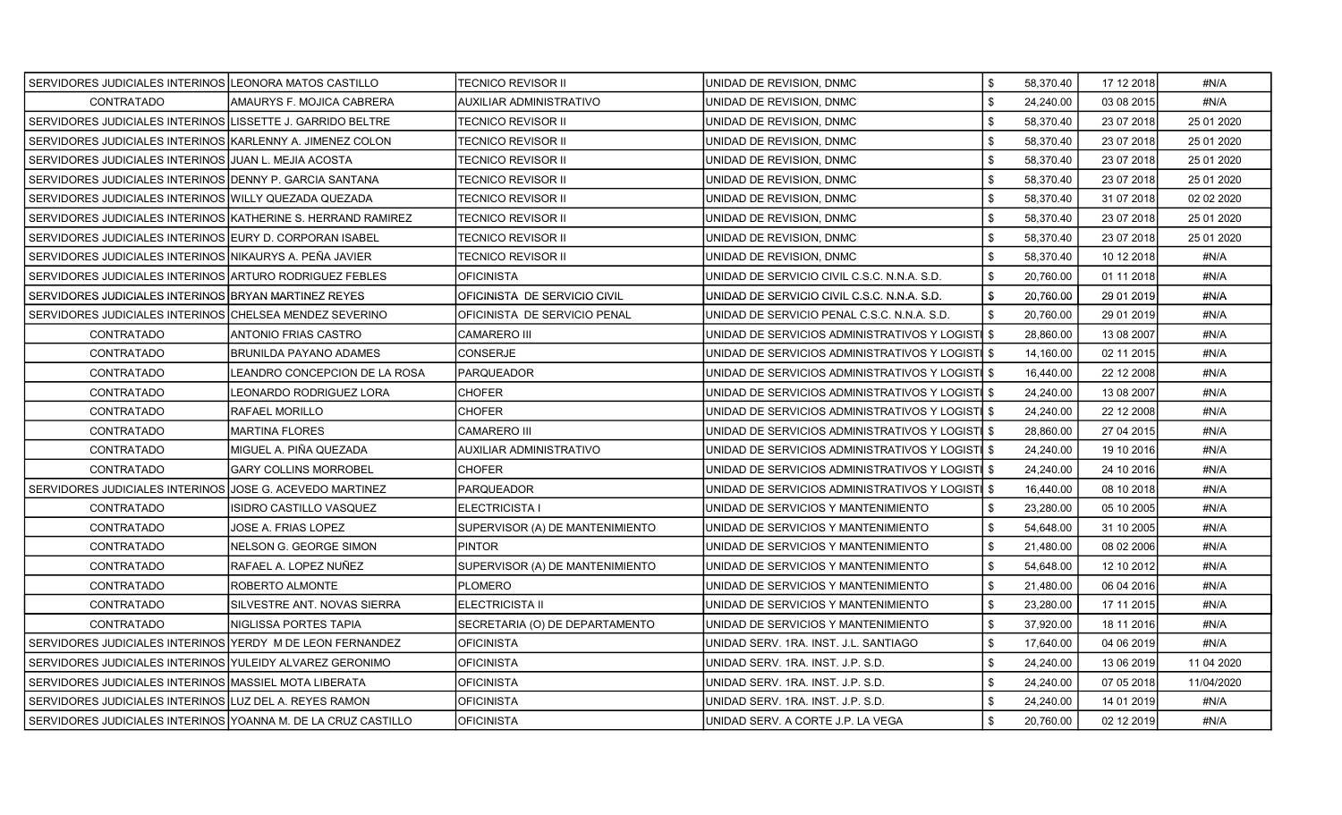| | | | | | | |
|---|---|---|---|---|---|---|
| SERVIDORES JUDICIALES INTERINOS | LEONORA MATOS CASTILLO | TECNICO REVISOR II | UNIDAD DE REVISION, DNMC | $ 58,370.40 | 17 12 2018 | #N/A |
| CONTRATADO | AMAURYS F. MOJICA CABRERA | AUXILIAR ADMINISTRATIVO | UNIDAD DE REVISION, DNMC | $ 24,240.00 | 03 08 2015 | #N/A |
| SERVIDORES JUDICIALES INTERINOS | LISSETTE J. GARRIDO BELTRE | TECNICO REVISOR II | UNIDAD DE REVISION, DNMC | $ 58,370.40 | 23 07 2018 | 25 01 2020 |
| SERVIDORES JUDICIALES INTERINOS | KARLENNY A. JIMENEZ COLON | TECNICO REVISOR II | UNIDAD DE REVISION, DNMC | $ 58,370.40 | 23 07 2018 | 25 01 2020 |
| SERVIDORES JUDICIALES INTERINOS | JUAN L. MEJIA ACOSTA | TECNICO REVISOR II | UNIDAD DE REVISION, DNMC | $ 58,370.40 | 23 07 2018 | 25 01 2020 |
| SERVIDORES JUDICIALES INTERINOS | DENNY P. GARCIA SANTANA | TECNICO REVISOR II | UNIDAD DE REVISION, DNMC | $ 58,370.40 | 23 07 2018 | 25 01 2020 |
| SERVIDORES JUDICIALES INTERINOS | WILLY QUEZADA QUEZADA | TECNICO REVISOR II | UNIDAD DE REVISION, DNMC | $ 58,370.40 | 31 07 2018 | 02 02 2020 |
| SERVIDORES JUDICIALES INTERINOS | KATHERINE S. HERRAND RAMIREZ | TECNICO REVISOR II | UNIDAD DE REVISION, DNMC | $ 58,370.40 | 23 07 2018 | 25 01 2020 |
| SERVIDORES JUDICIALES INTERINOS | EURY D. CORPORAN ISABEL | TECNICO REVISOR II | UNIDAD DE REVISION, DNMC | $ 58,370.40 | 23 07 2018 | 25 01 2020 |
| SERVIDORES JUDICIALES INTERINOS | NIKAURYS A. PEÑA JAVIER | TECNICO REVISOR II | UNIDAD DE REVISION, DNMC | $ 58,370.40 | 10 12 2018 | #N/A |
| SERVIDORES JUDICIALES INTERINOS | ARTURO RODRIGUEZ FEBLES | OFICINISTA | UNIDAD DE SERVICIO CIVIL C.S.C. N.N.A. S.D. | $ 20,760.00 | 01 11 2018 | #N/A |
| SERVIDORES JUDICIALES INTERINOS | BRYAN MARTINEZ REYES | OFICINISTA DE SERVICIO CIVIL | UNIDAD DE SERVICIO CIVIL C.S.C. N.N.A. S.D. | $ 20,760.00 | 29 01 2019 | #N/A |
| SERVIDORES JUDICIALES INTERINOS | CHELSEA MENDEZ SEVERINO | OFICINISTA DE SERVICIO PENAL | UNIDAD DE SERVICIO PENAL C.S.C. N.N.A. S.D. | $ 20,760.00 | 29 01 2019 | #N/A |
| CONTRATADO | ANTONIO FRIAS CASTRO | CAMARERO III | UNIDAD DE SERVICIOS ADMINISTRATIVOS Y LOGISTI | $ 28,860.00 | 13 08 2007 | #N/A |
| CONTRATADO | BRUNILDA PAYANO ADAMES | CONSERJE | UNIDAD DE SERVICIOS ADMINISTRATIVOS Y LOGISTI | $ 14,160.00 | 02 11 2015 | #N/A |
| CONTRATADO | LEANDRO CONCEPCION DE LA ROSA | PARQUEADOR | UNIDAD DE SERVICIOS ADMINISTRATIVOS Y LOGISTI | $ 16,440.00 | 22 12 2008 | #N/A |
| CONTRATADO | LEONARDO RODRIGUEZ LORA | CHOFER | UNIDAD DE SERVICIOS ADMINISTRATIVOS Y LOGISTI | $ 24,240.00 | 13 08 2007 | #N/A |
| CONTRATADO | RAFAEL MORILLO | CHOFER | UNIDAD DE SERVICIOS ADMINISTRATIVOS Y LOGISTI | $ 24,240.00 | 22 12 2008 | #N/A |
| CONTRATADO | MARTINA FLORES | CAMARERO III | UNIDAD DE SERVICIOS ADMINISTRATIVOS Y LOGISTI | $ 28,860.00 | 27 04 2015 | #N/A |
| CONTRATADO | MIGUEL A. PIÑA QUEZADA | AUXILIAR ADMINISTRATIVO | UNIDAD DE SERVICIOS ADMINISTRATIVOS Y LOGISTI | $ 24,240.00 | 19 10 2016 | #N/A |
| CONTRATADO | GARY COLLINS MORROBEL | CHOFER | UNIDAD DE SERVICIOS ADMINISTRATIVOS Y LOGISTI | $ 24,240.00 | 24 10 2016 | #N/A |
| SERVIDORES JUDICIALES INTERINOS | JOSE G. ACEVEDO MARTINEZ | PARQUEADOR | UNIDAD DE SERVICIOS ADMINISTRATIVOS Y LOGISTI | $ 16,440.00 | 08 10 2018 | #N/A |
| CONTRATADO | ISIDRO CASTILLO VASQUEZ | ELECTRICISTA I | UNIDAD DE SERVICIOS Y MANTENIMIENTO | $ 23,280.00 | 05 10 2005 | #N/A |
| CONTRATADO | JOSE A. FRIAS LOPEZ | SUPERVISOR (A) DE MANTENIMIENTO | UNIDAD DE SERVICIOS Y MANTENIMIENTO | $ 54,648.00 | 31 10 2005 | #N/A |
| CONTRATADO | NELSON G. GEORGE SIMON | PINTOR | UNIDAD DE SERVICIOS Y MANTENIMIENTO | $ 21,480.00 | 08 02 2006 | #N/A |
| CONTRATADO | RAFAEL A. LOPEZ NUÑEZ | SUPERVISOR (A) DE MANTENIMIENTO | UNIDAD DE SERVICIOS Y MANTENIMIENTO | $ 54,648.00 | 12 10 2012 | #N/A |
| CONTRATADO | ROBERTO ALMONTE | PLOMERO | UNIDAD DE SERVICIOS Y MANTENIMIENTO | $ 21,480.00 | 06 04 2016 | #N/A |
| CONTRATADO | SILVESTRE ANT. NOVAS SIERRA | ELECTRICISTA II | UNIDAD DE SERVICIOS Y MANTENIMIENTO | $ 23,280.00 | 17 11 2015 | #N/A |
| CONTRATADO | NIGLISSA PORTES TAPIA | SECRETARIA (O) DE DEPARTAMENTO | UNIDAD DE SERVICIOS Y MANTENIMIENTO | $ 37,920.00 | 18 11 2016 | #N/A |
| SERVIDORES JUDICIALES INTERINOS | YERDY M DE LEON FERNANDEZ | OFICINISTA | UNIDAD SERV. 1RA. INST. J.L. SANTIAGO | $ 17,640.00 | 04 06 2019 | #N/A |
| SERVIDORES JUDICIALES INTERINOS | YULEIDY ALVAREZ GERONIMO | OFICINISTA | UNIDAD SERV. 1RA. INST. J.P. S.D. | $ 24,240.00 | 13 06 2019 | 11 04 2020 |
| SERVIDORES JUDICIALES INTERINOS | MASSIEL MOTA LIBERATA | OFICINISTA | UNIDAD SERV. 1RA. INST. J.P. S.D. | $ 24,240.00 | 07 05 2018 | 11/04/2020 |
| SERVIDORES JUDICIALES INTERINOS | LUZ DEL A. REYES RAMON | OFICINISTA | UNIDAD SERV. 1RA. INST. J.P. S.D. | $ 24,240.00 | 14 01 2019 | #N/A |
| SERVIDORES JUDICIALES INTERINOS | YOANNA M. DE LA CRUZ CASTILLO | OFICINISTA | UNIDAD SERV. A CORTE J.P. LA VEGA | $ 20,760.00 | 02 12 2019 | #N/A |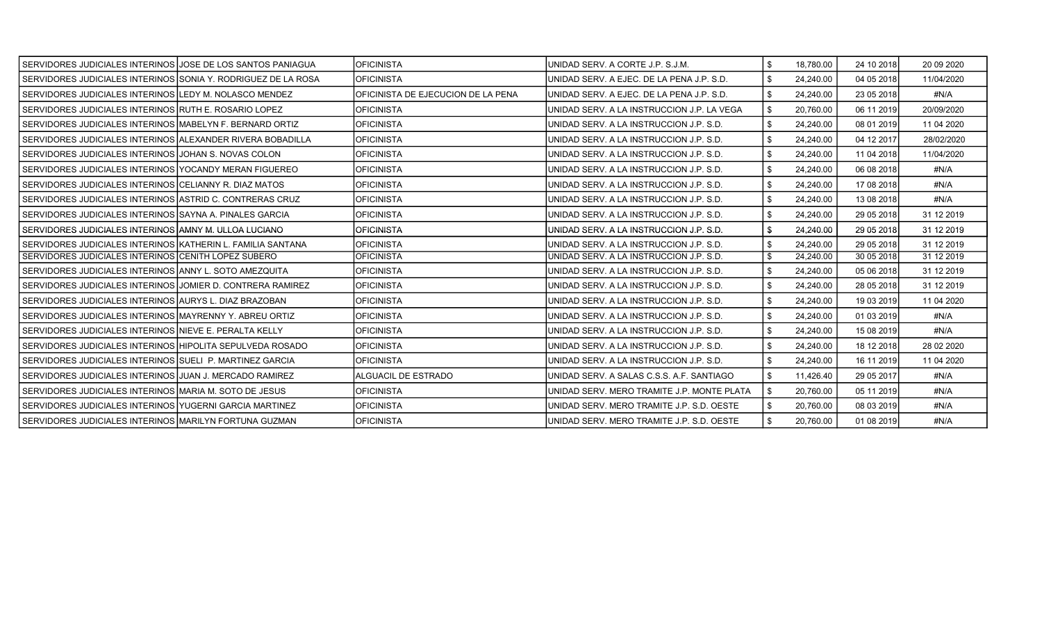| | | | | | | | |
|---|---|---|---|---|---|---|---|
| SERVIDORES JUDICIALES INTERINOS | JOSE DE LOS SANTOS PANIAGUA | OFICINISTA | UNIDAD SERV. A CORTE J.P. S.J.M. | $ | 18,780.00 | 24 10 2018 | 20 09 2020 |
| SERVIDORES JUDICIALES INTERINOS | SONIA Y. RODRIGUEZ DE LA ROSA | OFICINISTA | UNIDAD SERV. A EJEC. DE LA PENA J.P. S.D. | $ | 24,240.00 | 04 05 2018 | 11/04/2020 |
| SERVIDORES JUDICIALES INTERINOS | LEDY M. NOLASCO MENDEZ | OFICINISTA DE EJECUCION DE LA PENA | UNIDAD SERV. A EJEC. DE LA PENA J.P. S.D. | $ | 24,240.00 | 23 05 2018 | #N/A |
| SERVIDORES JUDICIALES INTERINOS | RUTH E. ROSARIO LOPEZ | OFICINISTA | UNIDAD SERV. A LA INSTRUCCION J.P. LA VEGA | $ | 20,760.00 | 06 11 2019 | 20/09/2020 |
| SERVIDORES JUDICIALES INTERINOS | MABELYN F. BERNARD ORTIZ | OFICINISTA | UNIDAD SERV. A LA INSTRUCCION J.P. S.D. | $ | 24,240.00 | 08 01 2019 | 11 04 2020 |
| SERVIDORES JUDICIALES INTERINOS | ALEXANDER RIVERA BOBADILLA | OFICINISTA | UNIDAD SERV. A LA INSTRUCCION J.P. S.D. | $ | 24,240.00 | 04 12 2017 | 28/02/2020 |
| SERVIDORES JUDICIALES INTERINOS | JOHAN S. NOVAS COLON | OFICINISTA | UNIDAD SERV. A LA INSTRUCCION J.P. S.D. | $ | 24,240.00 | 11 04 2018 | 11/04/2020 |
| SERVIDORES JUDICIALES INTERINOS | YOCANDY MERAN FIGUEREO | OFICINISTA | UNIDAD SERV. A LA INSTRUCCION J.P. S.D. | $ | 24,240.00 | 06 08 2018 | #N/A |
| SERVIDORES JUDICIALES INTERINOS | CELIANNY R. DIAZ MATOS | OFICINISTA | UNIDAD SERV. A LA INSTRUCCION J.P. S.D. | $ | 24,240.00 | 17 08 2018 | #N/A |
| SERVIDORES JUDICIALES INTERINOS | ASTRID C. CONTRERAS CRUZ | OFICINISTA | UNIDAD SERV. A LA INSTRUCCION J.P. S.D. | $ | 24,240.00 | 13 08 2018 | #N/A |
| SERVIDORES JUDICIALES INTERINOS | SAYNA A. PINALES GARCIA | OFICINISTA | UNIDAD SERV. A LA INSTRUCCION J.P. S.D. | $ | 24,240.00 | 29 05 2018 | 31 12 2019 |
| SERVIDORES JUDICIALES INTERINOS | AMNY M. ULLOA LUCIANO | OFICINISTA | UNIDAD SERV. A LA INSTRUCCION J.P. S.D. | $ | 24,240.00 | 29 05 2018 | 31 12 2019 |
| SERVIDORES JUDICIALES INTERINOS | KATHERIN L. FAMILIA SANTANA | OFICINISTA | UNIDAD SERV. A LA INSTRUCCION J.P. S.D. | $ | 24,240.00 | 29 05 2018 | 31 12 2019 |
| SERVIDORES JUDICIALES INTERINOS | CENITH LOPEZ SUBERO | OFICINISTA | UNIDAD SERV. A LA INSTRUCCION J.P. S.D. | $ | 24,240.00 | 30 05 2018 | 31 12 2019 |
| SERVIDORES JUDICIALES INTERINOS | ANNY L. SOTO AMEZQUITA | OFICINISTA | UNIDAD SERV. A LA INSTRUCCION J.P. S.D. | $ | 24,240.00 | 05 06 2018 | 31 12 2019 |
| SERVIDORES JUDICIALES INTERINOS | JOMIER D. CONTRERA RAMIREZ | OFICINISTA | UNIDAD SERV. A LA INSTRUCCION J.P. S.D. | $ | 24,240.00 | 28 05 2018 | 31 12 2019 |
| SERVIDORES JUDICIALES INTERINOS | AURYS L. DIAZ BRAZOBAN | OFICINISTA | UNIDAD SERV. A LA INSTRUCCION J.P. S.D. | $ | 24,240.00 | 19 03 2019 | 11 04 2020 |
| SERVIDORES JUDICIALES INTERINOS | MAYRENNY Y. ABREU ORTIZ | OFICINISTA | UNIDAD SERV. A LA INSTRUCCION J.P. S.D. | $ | 24,240.00 | 01 03 2019 | #N/A |
| SERVIDORES JUDICIALES INTERINOS | NIEVE E. PERALTA KELLY | OFICINISTA | UNIDAD SERV. A LA INSTRUCCION J.P. S.D. | $ | 24,240.00 | 15 08 2019 | #N/A |
| SERVIDORES JUDICIALES INTERINOS | HIPOLITA SEPULVEDA ROSADO | OFICINISTA | UNIDAD SERV. A LA INSTRUCCION J.P. S.D. | $ | 24,240.00 | 18 12 2018 | 28 02 2020 |
| SERVIDORES JUDICIALES INTERINOS | SUELI P. MARTINEZ GARCIA | OFICINISTA | UNIDAD SERV. A LA INSTRUCCION J.P. S.D. | $ | 24,240.00 | 16 11 2019 | 11 04 2020 |
| SERVIDORES JUDICIALES INTERINOS | JUAN J. MERCADO RAMIREZ | ALGUACIL DE ESTRADO | UNIDAD SERV. A SALAS C.S.S. A.F. SANTIAGO | $ | 11,426.40 | 29 05 2017 | #N/A |
| SERVIDORES JUDICIALES INTERINOS | MARIA M. SOTO DE JESUS | OFICINISTA | UNIDAD SERV. MERO TRAMITE J.P. MONTE PLATA | $ | 20,760.00 | 05 11 2019 | #N/A |
| SERVIDORES JUDICIALES INTERINOS | YUGERNI GARCIA MARTINEZ | OFICINISTA | UNIDAD SERV. MERO TRAMITE J.P. S.D. OESTE | $ | 20,760.00 | 08 03 2019 | #N/A |
| SERVIDORES JUDICIALES INTERINOS | MARILYN FORTUNA GUZMAN | OFICINISTA | UNIDAD SERV. MERO TRAMITE J.P. S.D. OESTE | $ | 20,760.00 | 01 08 2019 | #N/A |